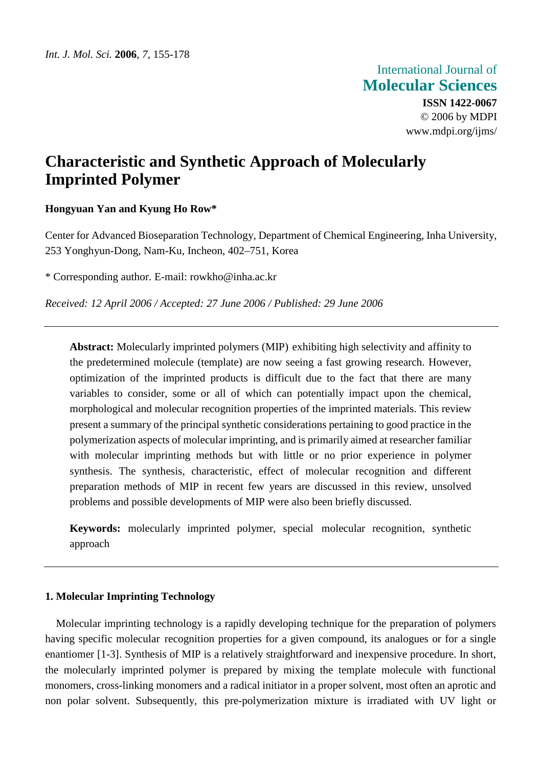Int. J. Mol. Sci. **2006**, *7*, 155-178

International Journal of
**Molecular Sciences**
**ISSN 1422-0067**
© 2006 by MDPI
www.mdpi.org/ijms/

# Characteristic and Synthetic Approach of Molecularly Imprinted Polymer

**Hongyuan Yan and Kyung Ho Row***

Center for Advanced Bioseparation Technology, Department of Chemical Engineering, Inha University, 253 Yonghyun-Dong, Nam-Ku, Incheon, 402–751, Korea

* Corresponding author. E-mail: rowkho@inha.ac.kr

*Received: 12 April 2006 / Accepted: 27 June 2006 / Published: 29 June 2006*

---

**Abstract:** Molecularly imprinted polymers (MIP) exhibiting high selectivity and affinity to the predetermined molecule (template) are now seeing a fast growing research. However, optimization of the imprinted products is difficult due to the fact that there are many variables to consider, some or all of which can potentially impact upon the chemical, morphological and molecular recognition properties of the imprinted materials. This review present a summary of the principal synthetic considerations pertaining to good practice in the polymerization aspects of molecular imprinting, and is primarily aimed at researcher familiar with molecular imprinting methods but with little or no prior experience in polymer synthesis. The synthesis, characteristic, effect of molecular recognition and different preparation methods of MIP in recent few years are discussed in this review, unsolved problems and possible developments of MIP were also been briefly discussed.

**Keywords:** molecularly imprinted polymer, special molecular recognition, synthetic approach

---

## 1. Molecular Imprinting Technology

Molecular imprinting technology is a rapidly developing technique for the preparation of polymers having specific molecular recognition properties for a given compound, its analogues or for a single enantiomer [1-3]. Synthesis of MIP is a relatively straightforward and inexpensive procedure. In short, the molecularly imprinted polymer is prepared by mixing the template molecule with functional monomers, cross-linking monomers and a radical initiator in a proper solvent, most often an aprotic and non polar solvent. Subsequently, this pre-polymerization mixture is irradiated with UV light or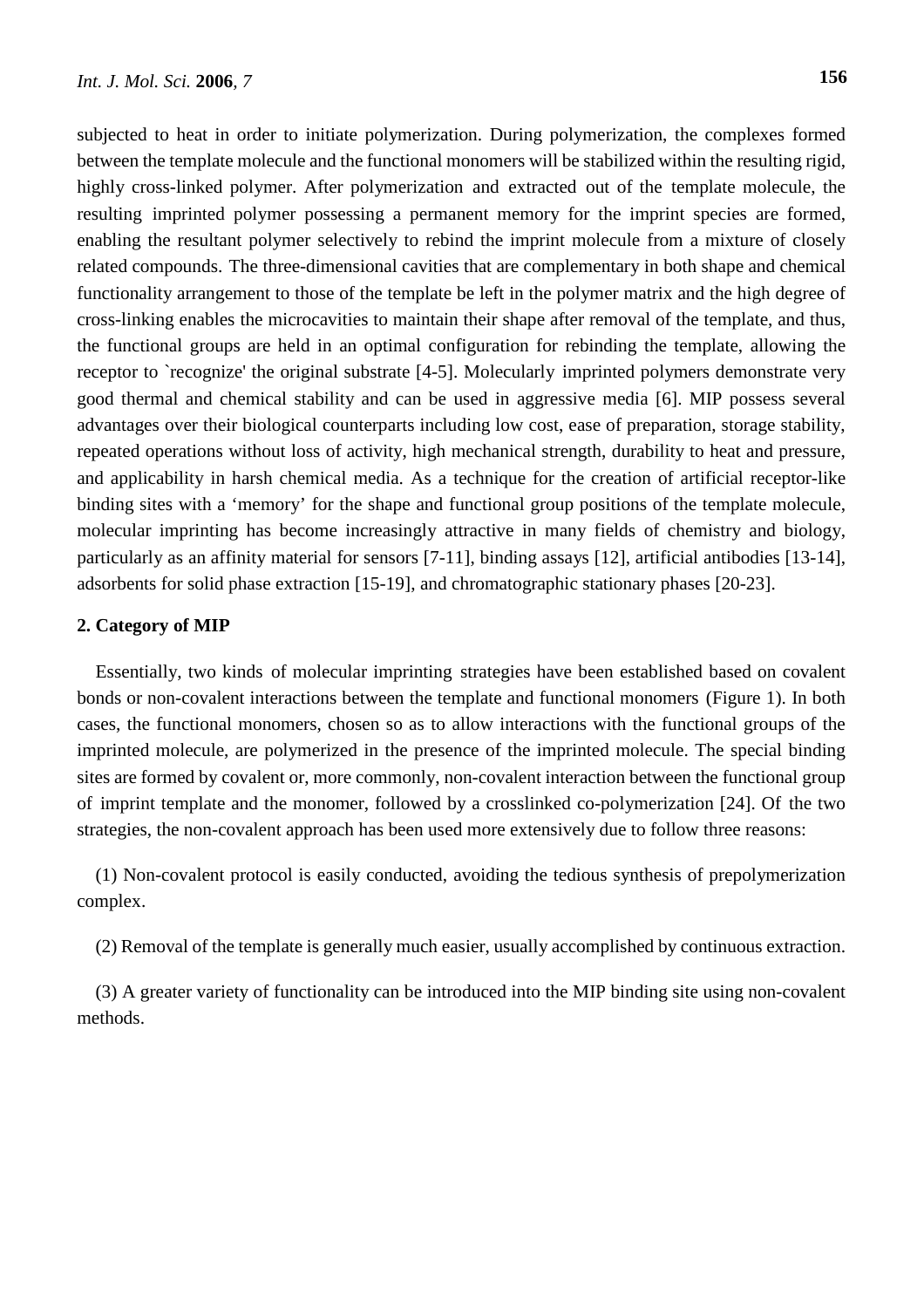subjected to heat in order to initiate polymerization. During polymerization, the complexes formed between the template molecule and the functional monomers will be stabilized within the resulting rigid, highly cross-linked polymer. After polymerization and extracted out of the template molecule, the resulting imprinted polymer possessing a permanent memory for the imprint species are formed, enabling the resultant polymer selectively to rebind the imprint molecule from a mixture of closely related compounds. The three-dimensional cavities that are complementary in both shape and chemical functionality arrangement to those of the template be left in the polymer matrix and the high degree of cross-linking enables the microcavities to maintain their shape after removal of the template, and thus, the functional groups are held in an optimal configuration for rebinding the template, allowing the receptor to `recognize' the original substrate [4-5]. Molecularly imprinted polymers demonstrate very good thermal and chemical stability and can be used in aggressive media [6]. MIP possess several advantages over their biological counterparts including low cost, ease of preparation, storage stability, repeated operations without loss of activity, high mechanical strength, durability to heat and pressure, and applicability in harsh chemical media. As a technique for the creation of artificial receptor-like binding sites with a 'memory' for the shape and functional group positions of the template molecule, molecular imprinting has become increasingly attractive in many fields of chemistry and biology, particularly as an affinity material for sensors [7-11], binding assays [12], artificial antibodies [13-14], adsorbents for solid phase extraction [15-19], and chromatographic stationary phases [20-23].

## 2. Category of MIP

Essentially, two kinds of molecular imprinting strategies have been established based on covalent bonds or non-covalent interactions between the template and functional monomers (Figure 1). In both cases, the functional monomers, chosen so as to allow interactions with the functional groups of the imprinted molecule, are polymerized in the presence of the imprinted molecule. The special binding sites are formed by covalent or, more commonly, non-covalent interaction between the functional group of imprint template and the monomer, followed by a crosslinked co-polymerization [24]. Of the two strategies, the non-covalent approach has been used more extensively due to follow three reasons:

(1) Non-covalent protocol is easily conducted, avoiding the tedious synthesis of prepolymerization complex.

(2) Removal of the template is generally much easier, usually accomplished by continuous extraction.

(3) A greater variety of functionality can be introduced into the MIP binding site using non-covalent methods.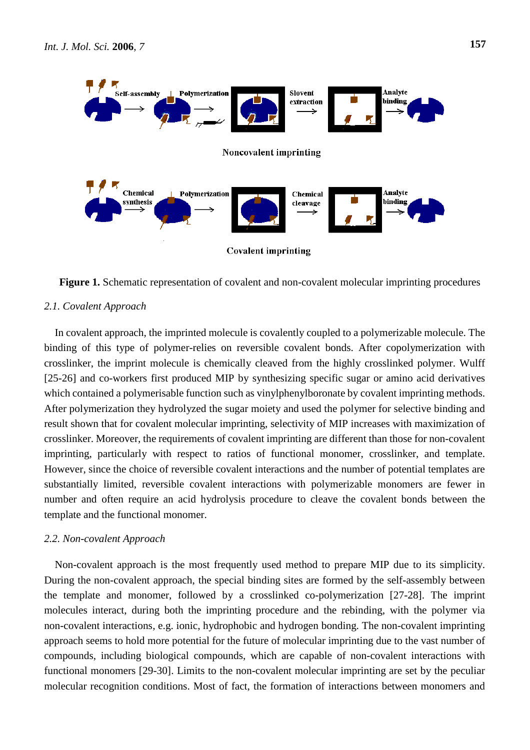**Figure 1.** Schematic representation of covalent and non-covalent molecular imprinting procedures

### 2.1. Covalent Approach

In covalent approach, the imprinted molecule is covalently coupled to a polymerizable molecule. The binding of this type of polymer-relies on reversible covalent bonds. After copolymerization with crosslinker, the imprint molecule is chemically cleaved from the highly crosslinked polymer. Wulff [25-26] and co-workers first produced MIP by synthesizing specific sugar or amino acid derivatives which contained a polymerisable function such as vinylphenylboronate by covalent imprinting methods. After polymerization they hydrolyzed the sugar moiety and used the polymer for selective binding and result shown that for covalent molecular imprinting, selectivity of MIP increases with maximization of crosslinker. Moreover, the requirements of covalent imprinting are different than those for non-covalent imprinting, particularly with respect to ratios of functional monomer, crosslinker, and template. However, since the choice of reversible covalent interactions and the number of potential templates are substantially limited, reversible covalent interactions with polymerizable monomers are fewer in number and often require an acid hydrolysis procedure to cleave the covalent bonds between the template and the functional monomer.

### 2.2. Non-covalent Approach

Non-covalent approach is the most frequently used method to prepare MIP due to its simplicity. During the non-covalent approach, the special binding sites are formed by the self-assembly between the template and monomer, followed by a crosslinked co-polymerization [27-28]. The imprint molecules interact, during both the imprinting procedure and the rebinding, with the polymer via non-covalent interactions, e.g. ionic, hydrophobic and hydrogen bonding. The non-covalent imprinting approach seems to hold more potential for the future of molecular imprinting due to the vast number of compounds, including biological compounds, which are capable of non-covalent interactions with functional monomers [29-30]. Limits to the non-covalent molecular imprinting are set by the peculiar molecular recognition conditions. Most of fact, the formation of interactions between monomers and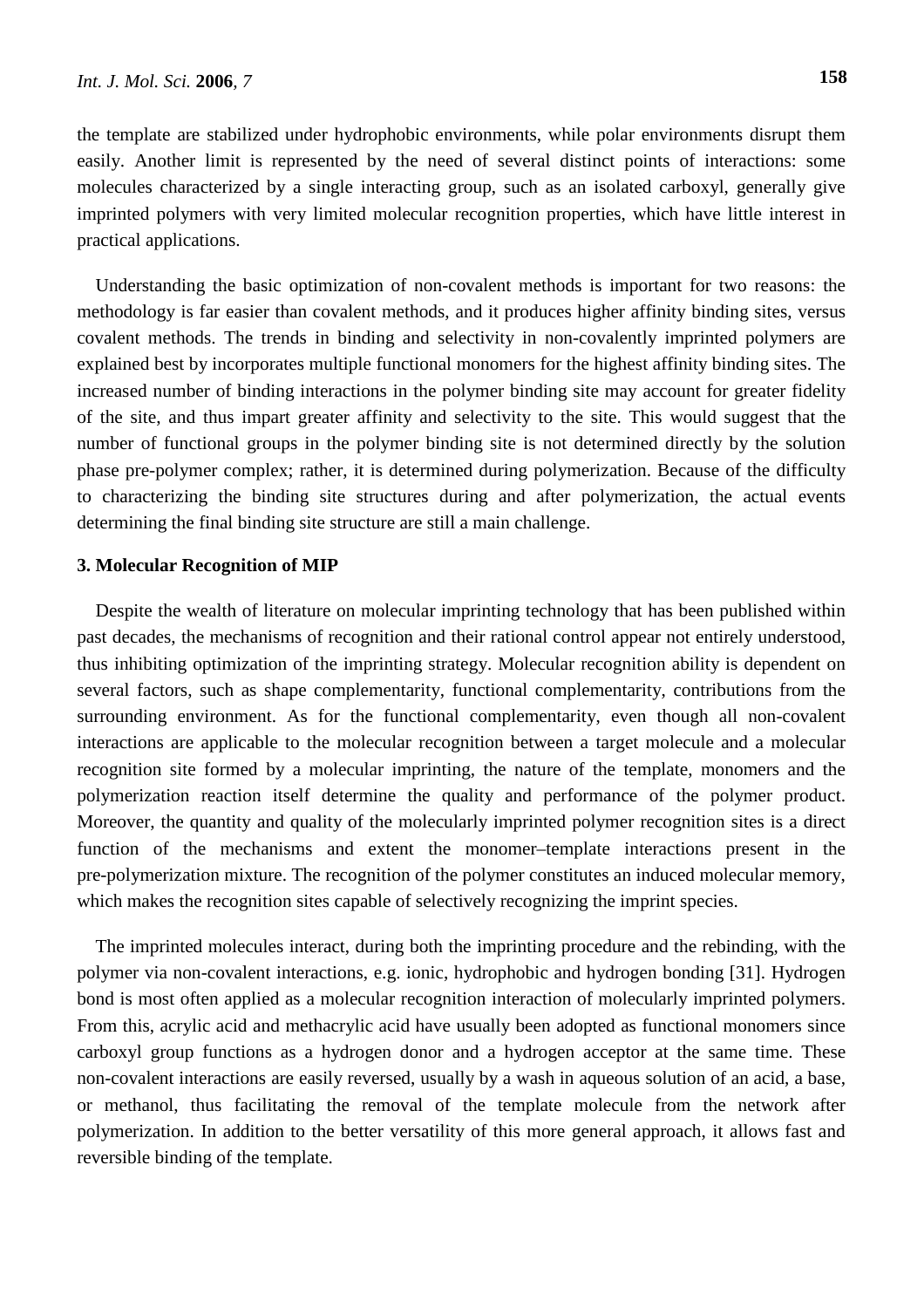the template are stabilized under hydrophobic environments, while polar environments disrupt them easily. Another limit is represented by the need of several distinct points of interactions: some molecules characterized by a single interacting group, such as an isolated carboxyl, generally give imprinted polymers with very limited molecular recognition properties, which have little interest in practical applications.

Understanding the basic optimization of non-covalent methods is important for two reasons: the methodology is far easier than covalent methods, and it produces higher affinity binding sites, versus covalent methods. The trends in binding and selectivity in non-covalently imprinted polymers are explained best by incorporates multiple functional monomers for the highest affinity binding sites. The increased number of binding interactions in the polymer binding site may account for greater fidelity of the site, and thus impart greater affinity and selectivity to the site. This would suggest that the number of functional groups in the polymer binding site is not determined directly by the solution phase pre-polymer complex; rather, it is determined during polymerization. Because of the difficulty to characterizing the binding site structures during and after polymerization, the actual events determining the final binding site structure are still a main challenge.

## 3. Molecular Recognition of MIP

Despite the wealth of literature on molecular imprinting technology that has been published within past decades, the mechanisms of recognition and their rational control appear not entirely understood, thus inhibiting optimization of the imprinting strategy. Molecular recognition ability is dependent on several factors, such as shape complementarity, functional complementarity, contributions from the surrounding environment. As for the functional complementarity, even though all non-covalent interactions are applicable to the molecular recognition between a target molecule and a molecular recognition site formed by a molecular imprinting, the nature of the template, monomers and the polymerization reaction itself determine the quality and performance of the polymer product. Moreover, the quantity and quality of the molecularly imprinted polymer recognition sites is a direct function of the mechanisms and extent the monomer–template interactions present in the pre-polymerization mixture. The recognition of the polymer constitutes an induced molecular memory, which makes the recognition sites capable of selectively recognizing the imprint species.

The imprinted molecules interact, during both the imprinting procedure and the rebinding, with the polymer via non-covalent interactions, e.g. ionic, hydrophobic and hydrogen bonding [31]. Hydrogen bond is most often applied as a molecular recognition interaction of molecularly imprinted polymers. From this, acrylic acid and methacrylic acid have usually been adopted as functional monomers since carboxyl group functions as a hydrogen donor and a hydrogen acceptor at the same time. These non-covalent interactions are easily reversed, usually by a wash in aqueous solution of an acid, a base, or methanol, thus facilitating the removal of the template molecule from the network after polymerization. In addition to the better versatility of this more general approach, it allows fast and reversible binding of the template.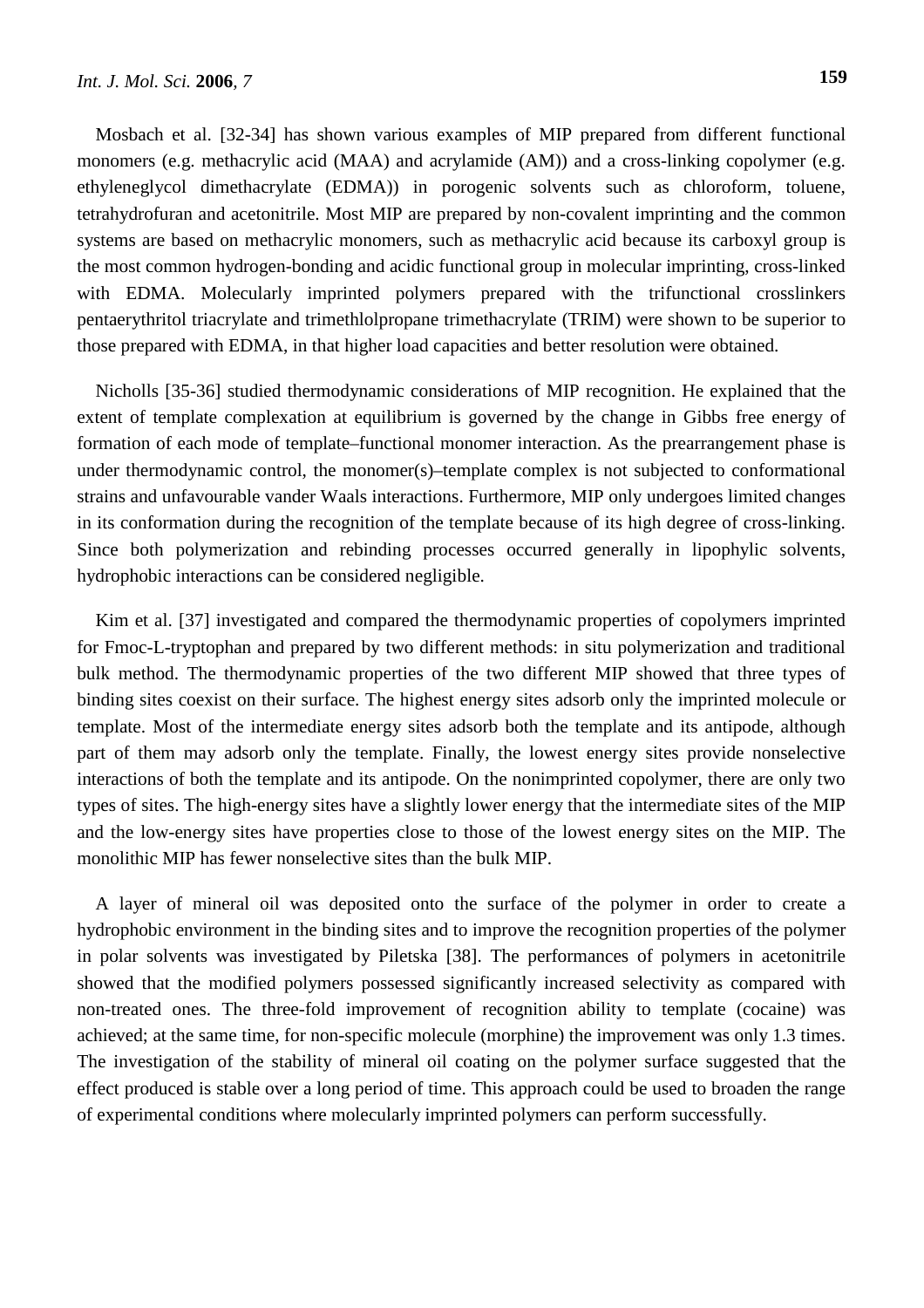Mosbach et al. [32-34] has shown various examples of MIP prepared from different functional monomers (e.g. methacrylic acid (MAA) and acrylamide (AM)) and a cross-linking copolymer (e.g. ethyleneglycol dimethacrylate (EDMA)) in porogenic solvents such as chloroform, toluene, tetrahydrofuran and acetonitrile. Most MIP are prepared by non-covalent imprinting and the common systems are based on methacrylic monomers, such as methacrylic acid because its carboxyl group is the most common hydrogen-bonding and acidic functional group in molecular imprinting, cross-linked with EDMA. Molecularly imprinted polymers prepared with the trifunctional crosslinkers pentaerythritol triacrylate and trimethlolpropane trimethacrylate (TRIM) were shown to be superior to those prepared with EDMA, in that higher load capacities and better resolution were obtained.

Nicholls [35-36] studied thermodynamic considerations of MIP recognition. He explained that the extent of template complexation at equilibrium is governed by the change in Gibbs free energy of formation of each mode of template–functional monomer interaction. As the prearrangement phase is under thermodynamic control, the monomer(s)–template complex is not subjected to conformational strains and unfavourable vander Waals interactions. Furthermore, MIP only undergoes limited changes in its conformation during the recognition of the template because of its high degree of cross-linking. Since both polymerization and rebinding processes occurred generally in lipophylic solvents, hydrophobic interactions can be considered negligible.

Kim et al. [37] investigated and compared the thermodynamic properties of copolymers imprinted for Fmoc-L-tryptophan and prepared by two different methods: in situ polymerization and traditional bulk method. The thermodynamic properties of the two different MIP showed that three types of binding sites coexist on their surface. The highest energy sites adsorb only the imprinted molecule or template. Most of the intermediate energy sites adsorb both the template and its antipode, although part of them may adsorb only the template. Finally, the lowest energy sites provide nonselective interactions of both the template and its antipode. On the nonimprinted copolymer, there are only two types of sites. The high-energy sites have a slightly lower energy that the intermediate sites of the MIP and the low-energy sites have properties close to those of the lowest energy sites on the MIP. The monolithic MIP has fewer nonselective sites than the bulk MIP.

A layer of mineral oil was deposited onto the surface of the polymer in order to create a hydrophobic environment in the binding sites and to improve the recognition properties of the polymer in polar solvents was investigated by Piletska [38]. The performances of polymers in acetonitrile showed that the modified polymers possessed significantly increased selectivity as compared with non-treated ones. The three-fold improvement of recognition ability to template (cocaine) was achieved; at the same time, for non-specific molecule (morphine) the improvement was only 1.3 times. The investigation of the stability of mineral oil coating on the polymer surface suggested that the effect produced is stable over a long period of time. This approach could be used to broaden the range of experimental conditions where molecularly imprinted polymers can perform successfully.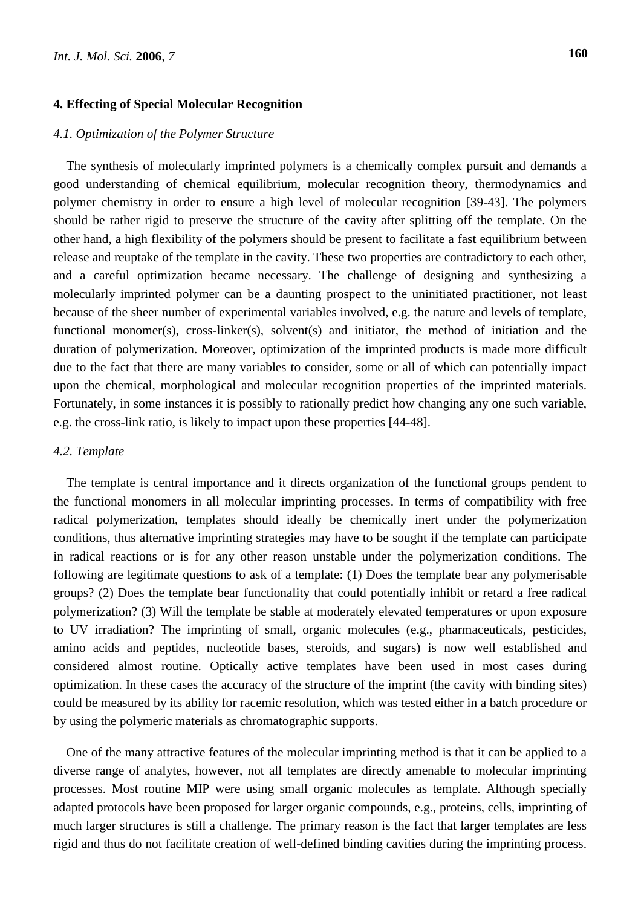## 4. Effecting of Special Molecular Recognition

### *4.1. Optimization of the Polymer Structure*

The synthesis of molecularly imprinted polymers is a chemically complex pursuit and demands a good understanding of chemical equilibrium, molecular recognition theory, thermodynamics and polymer chemistry in order to ensure a high level of molecular recognition [39-43]. The polymers should be rather rigid to preserve the structure of the cavity after splitting off the template. On the other hand, a high flexibility of the polymers should be present to facilitate a fast equilibrium between release and reuptake of the template in the cavity. These two properties are contradictory to each other, and a careful optimization became necessary. The challenge of designing and synthesizing a molecularly imprinted polymer can be a daunting prospect to the uninitiated practitioner, not least because of the sheer number of experimental variables involved, e.g. the nature and levels of template, functional monomer(s), cross-linker(s), solvent(s) and initiator, the method of initiation and the duration of polymerization. Moreover, optimization of the imprinted products is made more difficult due to the fact that there are many variables to consider, some or all of which can potentially impact upon the chemical, morphological and molecular recognition properties of the imprinted materials. Fortunately, in some instances it is possibly to rationally predict how changing any one such variable, e.g. the cross-link ratio, is likely to impact upon these properties [44-48].

### *4.2. Template*

The template is central importance and it directs organization of the functional groups pendent to the functional monomers in all molecular imprinting processes. In terms of compatibility with free radical polymerization, templates should ideally be chemically inert under the polymerization conditions, thus alternative imprinting strategies may have to be sought if the template can participate in radical reactions or is for any other reason unstable under the polymerization conditions. The following are legitimate questions to ask of a template: (1) Does the template bear any polymerisable groups? (2) Does the template bear functionality that could potentially inhibit or retard a free radical polymerization? (3) Will the template be stable at moderately elevated temperatures or upon exposure to UV irradiation? The imprinting of small, organic molecules (e.g., pharmaceuticals, pesticides, amino acids and peptides, nucleotide bases, steroids, and sugars) is now well established and considered almost routine. Optically active templates have been used in most cases during optimization. In these cases the accuracy of the structure of the imprint (the cavity with binding sites) could be measured by its ability for racemic resolution, which was tested either in a batch procedure or by using the polymeric materials as chromatographic supports.

One of the many attractive features of the molecular imprinting method is that it can be applied to a diverse range of analytes, however, not all templates are directly amenable to molecular imprinting processes. Most routine MIP were using small organic molecules as template. Although specially adapted protocols have been proposed for larger organic compounds, e.g., proteins, cells, imprinting of much larger structures is still a challenge. The primary reason is the fact that larger templates are less rigid and thus do not facilitate creation of well-defined binding cavities during the imprinting process.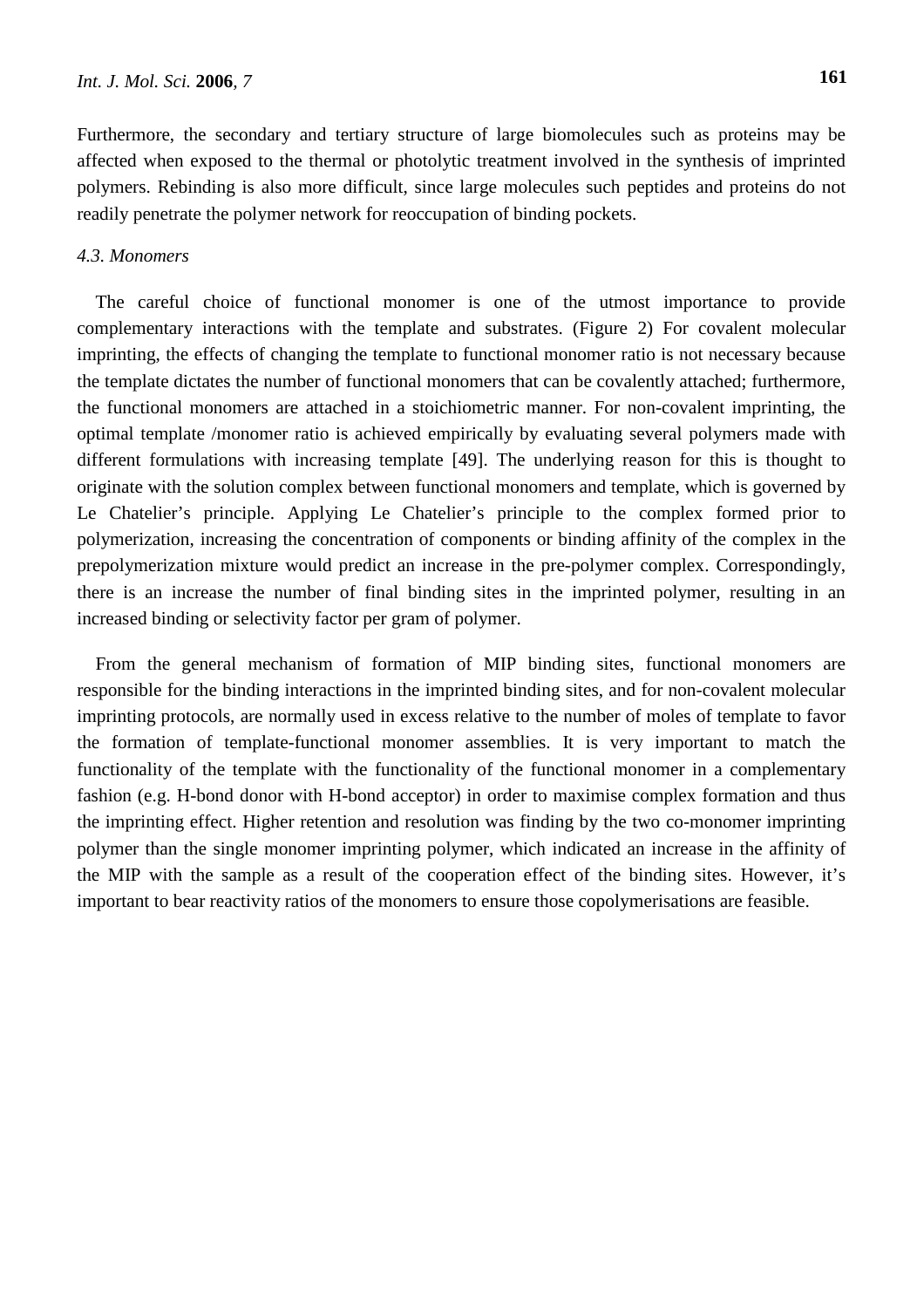Furthermore, the secondary and tertiary structure of large biomolecules such as proteins may be affected when exposed to the thermal or photolytic treatment involved in the synthesis of imprinted polymers. Rebinding is also more difficult, since large molecules such peptides and proteins do not readily penetrate the polymer network for reoccupation of binding pockets.

### *4.3. Monomers*

The careful choice of functional monomer is one of the utmost importance to provide complementary interactions with the template and substrates. (Figure 2) For covalent molecular imprinting, the effects of changing the template to functional monomer ratio is not necessary because the template dictates the number of functional monomers that can be covalently attached; furthermore, the functional monomers are attached in a stoichiometric manner. For non-covalent imprinting, the optimal template /monomer ratio is achieved empirically by evaluating several polymers made with different formulations with increasing template [49]. The underlying reason for this is thought to originate with the solution complex between functional monomers and template, which is governed by Le Chatelier's principle. Applying Le Chatelier's principle to the complex formed prior to polymerization, increasing the concentration of components or binding affinity of the complex in the prepolymerization mixture would predict an increase in the pre-polymer complex. Correspondingly, there is an increase the number of final binding sites in the imprinted polymer, resulting in an increased binding or selectivity factor per gram of polymer.

From the general mechanism of formation of MIP binding sites, functional monomers are responsible for the binding interactions in the imprinted binding sites, and for non-covalent molecular imprinting protocols, are normally used in excess relative to the number of moles of template to favor the formation of template-functional monomer assemblies. It is very important to match the functionality of the template with the functionality of the functional monomer in a complementary fashion (e.g. H-bond donor with H-bond acceptor) in order to maximise complex formation and thus the imprinting effect. Higher retention and resolution was finding by the two co-monomer imprinting polymer than the single monomer imprinting polymer, which indicated an increase in the affinity of the MIP with the sample as a result of the cooperation effect of the binding sites. However, it's important to bear reactivity ratios of the monomers to ensure those copolymerisations are feasible.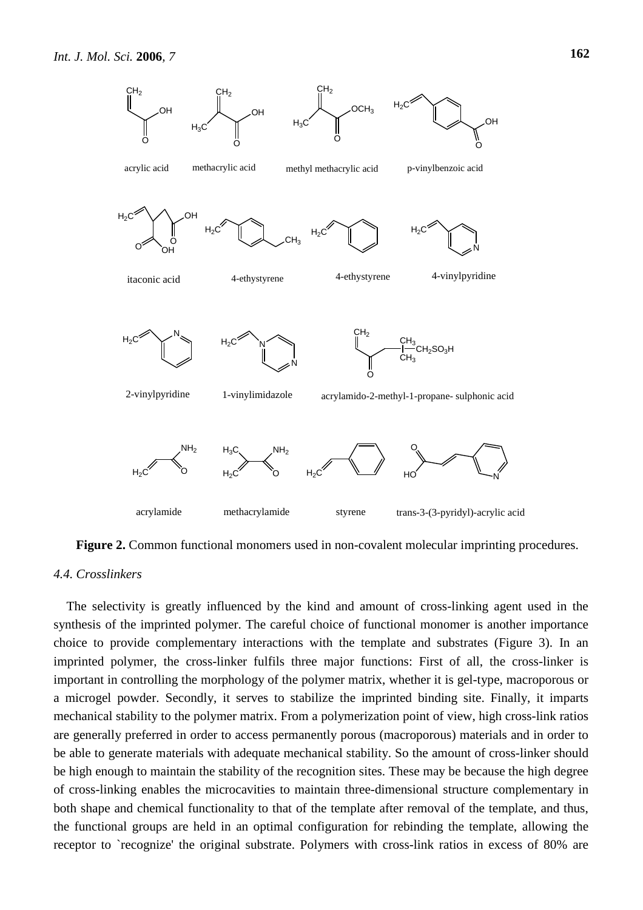**Figure 2.** Common functional monomers used in non-covalent molecular imprinting procedures.

### 4.4. Crosslinkers

The selectivity is greatly influenced by the kind and amount of cross-linking agent used in the synthesis of the imprinted polymer. The careful choice of functional monomer is another importance choice to provide complementary interactions with the template and substrates (Figure 3). In an imprinted polymer, the cross-linker fulfils three major functions: First of all, the cross-linker is important in controlling the morphology of the polymer matrix, whether it is gel-type, macroporous or a microgel powder. Secondly, it serves to stabilize the imprinted binding site. Finally, it imparts mechanical stability to the polymer matrix. From a polymerization point of view, high cross-link ratios are generally preferred in order to access permanently porous (macroporous) materials and in order to be able to generate materials with adequate mechanical stability. So the amount of cross-linker should be high enough to maintain the stability of the recognition sites. These may be because the high degree of cross-linking enables the microcavities to maintain three-dimensional structure complementary in both shape and chemical functionality to that of the template after removal of the template, and thus, the functional groups are held in an optimal configuration for rebinding the template, allowing the receptor to `recognize' the original substrate. Polymers with cross-link ratios in excess of 80% are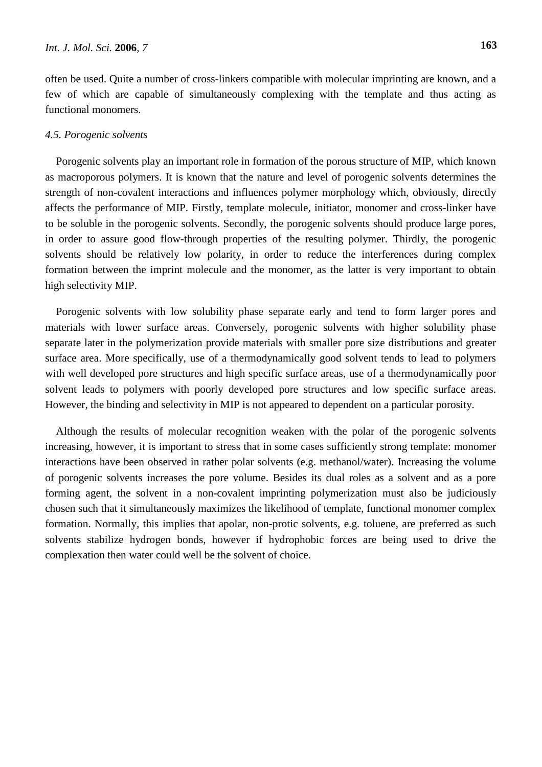often be used. Quite a number of cross-linkers compatible with molecular imprinting are known, and a few of which are capable of simultaneously complexing with the template and thus acting as functional monomers.

### *4.5. Porogenic solvents*

Porogenic solvents play an important role in formation of the porous structure of MIP, which known as macroporous polymers. It is known that the nature and level of porogenic solvents determines the strength of non-covalent interactions and influences polymer morphology which, obviously, directly affects the performance of MIP. Firstly, template molecule, initiator, monomer and cross-linker have to be soluble in the porogenic solvents. Secondly, the porogenic solvents should produce large pores, in order to assure good flow-through properties of the resulting polymer. Thirdly, the porogenic solvents should be relatively low polarity, in order to reduce the interferences during complex formation between the imprint molecule and the monomer, as the latter is very important to obtain high selectivity MIP.

Porogenic solvents with low solubility phase separate early and tend to form larger pores and materials with lower surface areas. Conversely, porogenic solvents with higher solubility phase separate later in the polymerization provide materials with smaller pore size distributions and greater surface area. More specifically, use of a thermodynamically good solvent tends to lead to polymers with well developed pore structures and high specific surface areas, use of a thermodynamically poor solvent leads to polymers with poorly developed pore structures and low specific surface areas. However, the binding and selectivity in MIP is not appeared to dependent on a particular porosity.

Although the results of molecular recognition weaken with the polar of the porogenic solvents increasing, however, it is important to stress that in some cases sufficiently strong template: monomer interactions have been observed in rather polar solvents (e.g. methanol/water). Increasing the volume of porogenic solvents increases the pore volume. Besides its dual roles as a solvent and as a pore forming agent, the solvent in a non-covalent imprinting polymerization must also be judiciously chosen such that it simultaneously maximizes the likelihood of template, functional monomer complex formation. Normally, this implies that apolar, non-protic solvents, e.g. toluene, are preferred as such solvents stabilize hydrogen bonds, however if hydrophobic forces are being used to drive the complexation then water could well be the solvent of choice.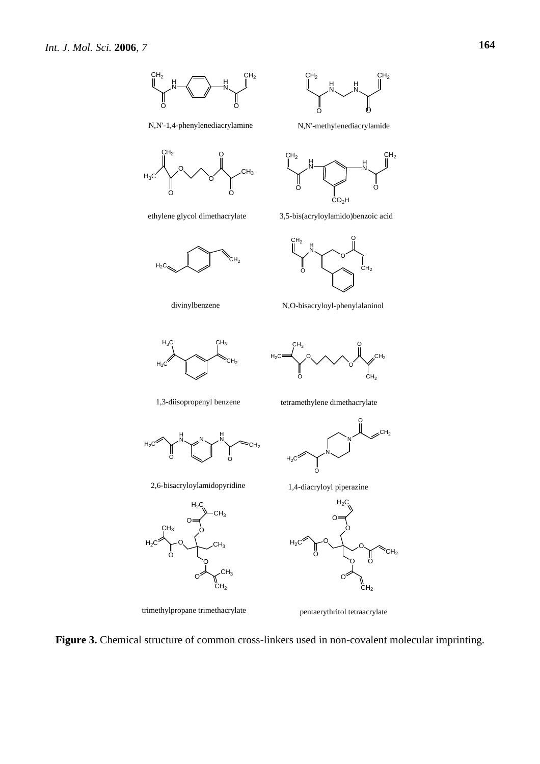N,N'-1,4-phenylenediacrylamine

N,N'-methylenediacrylamide

ethylene glycol dimethacrylate

3,5-bis(acryloylamido)benzoic acid

divinylbenzene

N,O-bisacryloyl-phenylalaninol

1,3-diisopropenyl benzene

tetramethylene dimethacrylate

2,6-bisacryloylamidopyridine

1,4-diacryloyl piperazine

trimethylpropane trimethacrylate

pentaerythritol tetraacrylate

**Figure 3.** Chemical structure of common cross-linkers used in non-covalent molecular imprinting.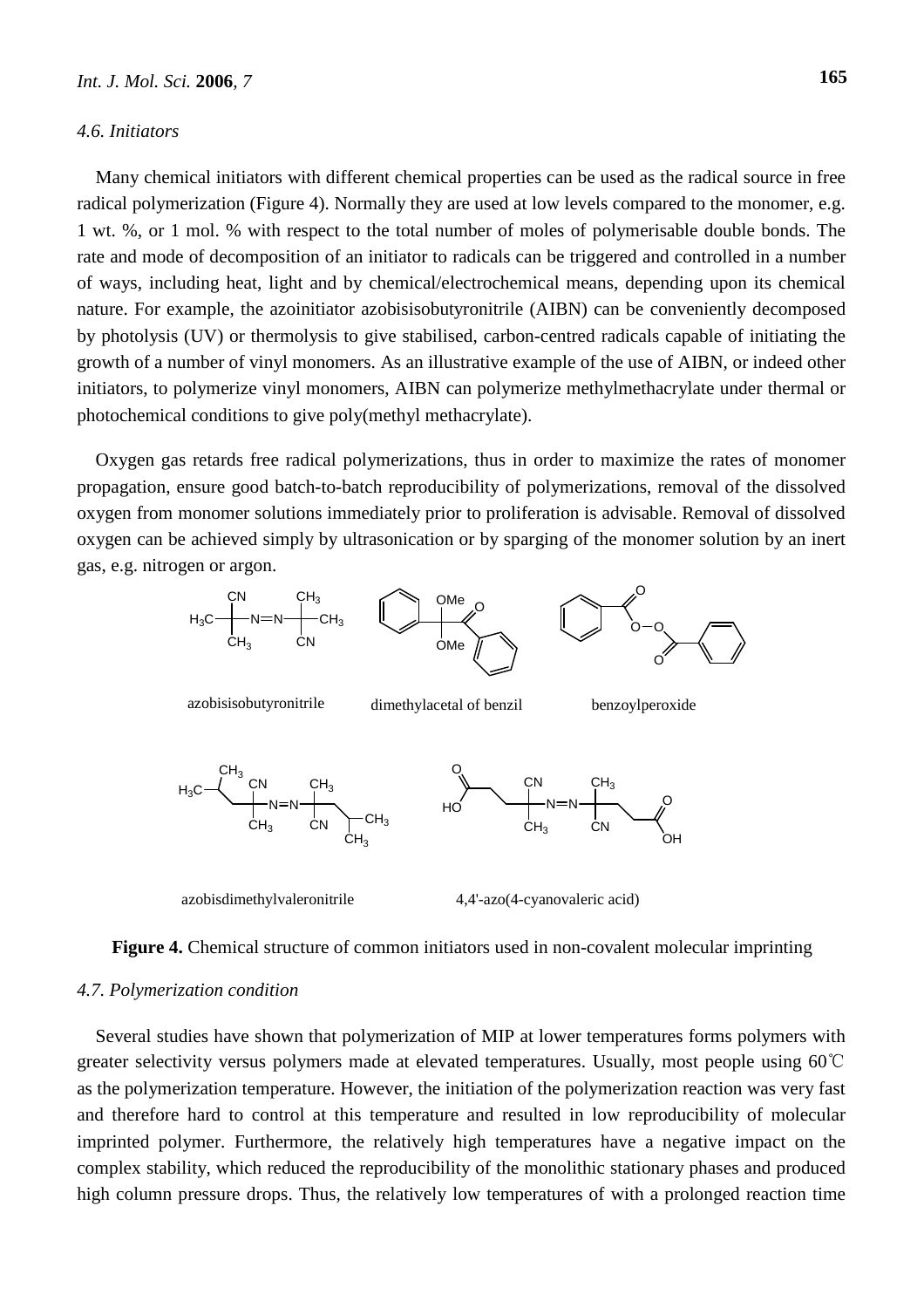### 4.6. Initiators

Many chemical initiators with different chemical properties can be used as the radical source in free radical polymerization (Figure 4). Normally they are used at low levels compared to the monomer, e.g. 1 wt. %, or 1 mol. % with respect to the total number of moles of polymerisable double bonds. The rate and mode of decomposition of an initiator to radicals can be triggered and controlled in a number of ways, including heat, light and by chemical/electrochemical means, depending upon its chemical nature. For example, the azoinitiator azobisisobutyronitrile (AIBN) can be conveniently decomposed by photolysis (UV) or thermolysis to give stabilised, carbon-centred radicals capable of initiating the growth of a number of vinyl monomers. As an illustrative example of the use of AIBN, or indeed other initiators, to polymerize vinyl monomers, AIBN can polymerize methylmethacrylate under thermal or photochemical conditions to give poly(methyl methacrylate).

Oxygen gas retards free radical polymerizations, thus in order to maximize the rates of monomer propagation, ensure good batch-to-batch reproducibility of polymerizations, removal of the dissolved oxygen from monomer solutions immediately prior to proliferation is advisable. Removal of dissolved oxygen can be achieved simply by ultrasonication or by sparging of the monomer solution by an inert gas, e.g. nitrogen or argon.

azobisisobutyronitrile  dimethylacetal of benzil  benzoylperoxide

azobisdimethylvaleronitrile  4,4'-azo(4-cyanovaleric acid)

**Figure 4.** Chemical structure of common initiators used in non-covalent molecular imprinting

### 4.7. Polymerization condition

Several studies have shown that polymerization of MIP at lower temperatures forms polymers with greater selectivity versus polymers made at elevated temperatures. Usually, most people using 60℃ as the polymerization temperature. However, the initiation of the polymerization reaction was very fast and therefore hard to control at this temperature and resulted in low reproducibility of molecular imprinted polymer. Furthermore, the relatively high temperatures have a negative impact on the complex stability, which reduced the reproducibility of the monolithic stationary phases and produced high column pressure drops. Thus, the relatively low temperatures of with a prolonged reaction time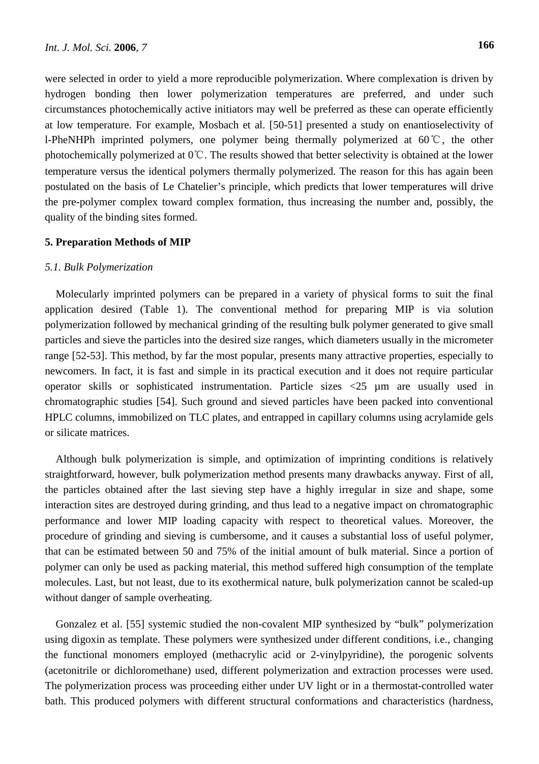were selected in order to yield a more reproducible polymerization. Where complexation is driven by hydrogen bonding then lower polymerization temperatures are preferred, and under such circumstances photochemically active initiators may well be preferred as these can operate efficiently at low temperature. For example, Mosbach et al. [50-51] presented a study on enantioselectivity of l-PheNHPh imprinted polymers, one polymer being thermally polymerized at 60℃, the other photochemically polymerized at 0℃. The results showed that better selectivity is obtained at the lower temperature versus the identical polymers thermally polymerized. The reason for this has again been postulated on the basis of Le Chatelier's principle, which predicts that lower temperatures will drive the pre-polymer complex toward complex formation, thus increasing the number and, possibly, the quality of the binding sites formed.

## 5. Preparation Methods of MIP

### *5.1. Bulk Polymerization*

Molecularly imprinted polymers can be prepared in a variety of physical forms to suit the final application desired (Table 1). The conventional method for preparing MIP is via solution polymerization followed by mechanical grinding of the resulting bulk polymer generated to give small particles and sieve the particles into the desired size ranges, which diameters usually in the micrometer range [52-53]. This method, by far the most popular, presents many attractive properties, especially to newcomers. In fact, it is fast and simple in its practical execution and it does not require particular operator skills or sophisticated instrumentation. Particle sizes <25 μm are usually used in chromatographic studies [54]. Such ground and sieved particles have been packed into conventional HPLC columns, immobilized on TLC plates, and entrapped in capillary columns using acrylamide gels or silicate matrices.

Although bulk polymerization is simple, and optimization of imprinting conditions is relatively straightforward, however, bulk polymerization method presents many drawbacks anyway. First of all, the particles obtained after the last sieving step have a highly irregular in size and shape, some interaction sites are destroyed during grinding, and thus lead to a negative impact on chromatographic performance and lower MIP loading capacity with respect to theoretical values. Moreover, the procedure of grinding and sieving is cumbersome, and it causes a substantial loss of useful polymer, that can be estimated between 50 and 75% of the initial amount of bulk material. Since a portion of polymer can only be used as packing material, this method suffered high consumption of the template molecules. Last, but not least, due to its exothermical nature, bulk polymerization cannot be scaled-up without danger of sample overheating.

Gonzalez et al. [55] systemic studied the non-covalent MIP synthesized by "bulk" polymerization using digoxin as template. These polymers were synthesized under different conditions, i.e., changing the functional monomers employed (methacrylic acid or 2-vinylpyridine), the porogenic solvents (acetonitrile or dichloromethane) used, different polymerization and extraction processes were used. The polymerization process was proceeding either under UV light or in a thermostat-controlled water bath. This produced polymers with different structural conformations and characteristics (hardness,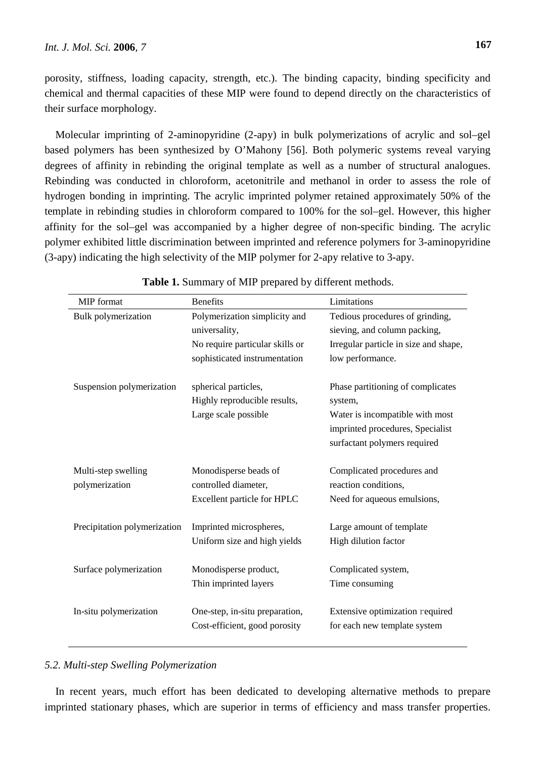porosity, stiffness, loading capacity, strength, etc.). The binding capacity, binding specificity and chemical and thermal capacities of these MIP were found to depend directly on the characteristics of their surface morphology.

Molecular imprinting of 2-aminopyridine (2-apy) in bulk polymerizations of acrylic and sol–gel based polymers has been synthesized by O'Mahony [56]. Both polymeric systems reveal varying degrees of affinity in rebinding the original template as well as a number of structural analogues. Rebinding was conducted in chloroform, acetonitrile and methanol in order to assess the role of hydrogen bonding in imprinting. The acrylic imprinted polymer retained approximately 50% of the template in rebinding studies in chloroform compared to 100% for the sol–gel. However, this higher affinity for the sol–gel was accompanied by a higher degree of non-specific binding. The acrylic polymer exhibited little discrimination between imprinted and reference polymers for 3-aminopyridine (3-apy) indicating the high selectivity of the MIP polymer for 2-apy relative to 3-apy.

**Table 1.** Summary of MIP prepared by different methods.

| MIP format | Benefits | Limitations |
|---|---|---|
| Bulk polymerization | Polymerization simplicity and universality, No require particular skills or sophisticated instrumentation | Tedious procedures of grinding, sieving, and column packing, Irregular particle in size and shape, low performance. |
| Suspension polymerization | spherical particles, Highly reproducible results, Large scale possible | Phase partitioning of complicates system, Water is incompatible with most imprinted procedures, Specialist surfactant polymers required |
| Multi-step swelling polymerization | Monodisperse beads of controlled diameter, Excellent particle for HPLC | Complicated procedures and reaction conditions, Need for aqueous emulsions, |
| Precipitation polymerization | Imprinted microspheres, Uniform size and high yields | Large amount of template High dilution factor |
| Surface polymerization | Monodisperse product, Thin imprinted layers | Complicated system, Time consuming |
| In-situ polymerization | One-step, in-situ preparation, Cost-efficient, good porosity | Extensive optimization required for each new template system |

### *5.2. Multi-step Swelling Polymerization*

In recent years, much effort has been dedicated to developing alternative methods to prepare imprinted stationary phases, which are superior in terms of efficiency and mass transfer properties.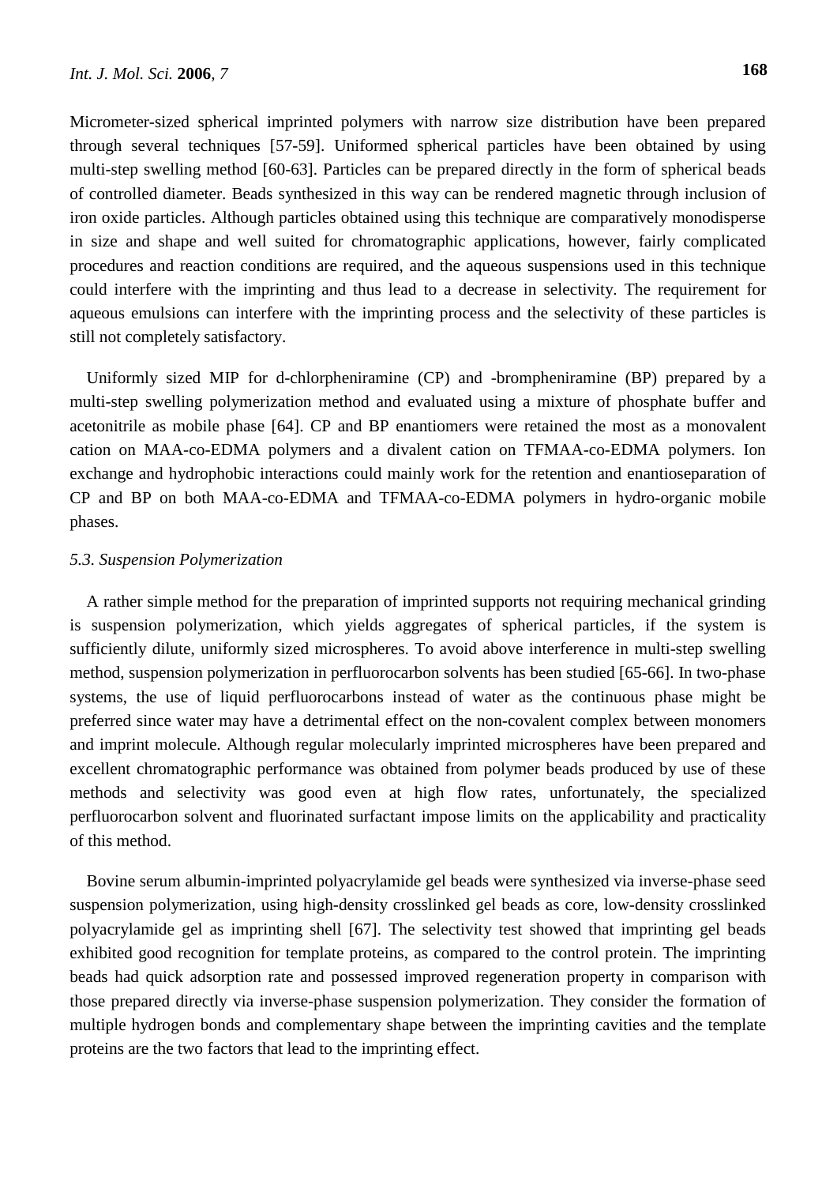Micrometer-sized spherical imprinted polymers with narrow size distribution have been prepared through several techniques [57-59]. Uniformed spherical particles have been obtained by using multi-step swelling method [60-63]. Particles can be prepared directly in the form of spherical beads of controlled diameter. Beads synthesized in this way can be rendered magnetic through inclusion of iron oxide particles. Although particles obtained using this technique are comparatively monodisperse in size and shape and well suited for chromatographic applications, however, fairly complicated procedures and reaction conditions are required, and the aqueous suspensions used in this technique could interfere with the imprinting and thus lead to a decrease in selectivity. The requirement for aqueous emulsions can interfere with the imprinting process and the selectivity of these particles is still not completely satisfactory.

Uniformly sized MIP for d-chlorpheniramine (CP) and -brompheniramine (BP) prepared by a multi-step swelling polymerization method and evaluated using a mixture of phosphate buffer and acetonitrile as mobile phase [64]. CP and BP enantiomers were retained the most as a monovalent cation on MAA-co-EDMA polymers and a divalent cation on TFMAA-co-EDMA polymers. Ion exchange and hydrophobic interactions could mainly work for the retention and enantioseparation of CP and BP on both MAA-co-EDMA and TFMAA-co-EDMA polymers in hydro-organic mobile phases.

### *5.3. Suspension Polymerization*

A rather simple method for the preparation of imprinted supports not requiring mechanical grinding is suspension polymerization, which yields aggregates of spherical particles, if the system is sufficiently dilute, uniformly sized microspheres. To avoid above interference in multi-step swelling method, suspension polymerization in perfluorocarbon solvents has been studied [65-66]. In two-phase systems, the use of liquid perfluorocarbons instead of water as the continuous phase might be preferred since water may have a detrimental effect on the non-covalent complex between monomers and imprint molecule. Although regular molecularly imprinted microspheres have been prepared and excellent chromatographic performance was obtained from polymer beads produced by use of these methods and selectivity was good even at high flow rates, unfortunately, the specialized perfluorocarbon solvent and fluorinated surfactant impose limits on the applicability and practicality of this method.

Bovine serum albumin-imprinted polyacrylamide gel beads were synthesized via inverse-phase seed suspension polymerization, using high-density crosslinked gel beads as core, low-density crosslinked polyacrylamide gel as imprinting shell [67]. The selectivity test showed that imprinting gel beads exhibited good recognition for template proteins, as compared to the control protein. The imprinting beads had quick adsorption rate and possessed improved regeneration property in comparison with those prepared directly via inverse-phase suspension polymerization. They consider the formation of multiple hydrogen bonds and complementary shape between the imprinting cavities and the template proteins are the two factors that lead to the imprinting effect.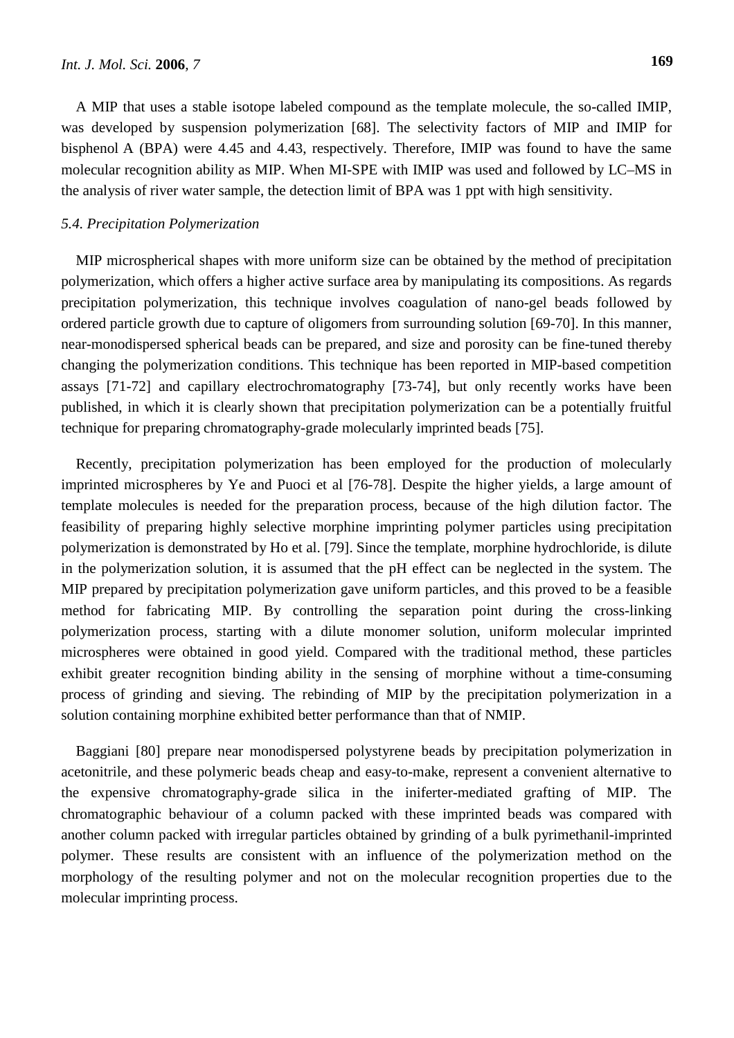A MIP that uses a stable isotope labeled compound as the template molecule, the so-called IMIP, was developed by suspension polymerization [68]. The selectivity factors of MIP and IMIP for bisphenol A (BPA) were 4.45 and 4.43, respectively. Therefore, IMIP was found to have the same molecular recognition ability as MIP. When MI-SPE with IMIP was used and followed by LC–MS in the analysis of river water sample, the detection limit of BPA was 1 ppt with high sensitivity.

### *5.4. Precipitation Polymerization*

MIP microspherical shapes with more uniform size can be obtained by the method of precipitation polymerization, which offers a higher active surface area by manipulating its compositions. As regards precipitation polymerization, this technique involves coagulation of nano-gel beads followed by ordered particle growth due to capture of oligomers from surrounding solution [69-70]. In this manner, near-monodispersed spherical beads can be prepared, and size and porosity can be fine-tuned thereby changing the polymerization conditions. This technique has been reported in MIP-based competition assays [71-72] and capillary electrochromatography [73-74], but only recently works have been published, in which it is clearly shown that precipitation polymerization can be a potentially fruitful technique for preparing chromatography-grade molecularly imprinted beads [75].

Recently, precipitation polymerization has been employed for the production of molecularly imprinted microspheres by Ye and Puoci et al [76-78]. Despite the higher yields, a large amount of template molecules is needed for the preparation process, because of the high dilution factor. The feasibility of preparing highly selective morphine imprinting polymer particles using precipitation polymerization is demonstrated by Ho et al. [79]. Since the template, morphine hydrochloride, is dilute in the polymerization solution, it is assumed that the pH effect can be neglected in the system. The MIP prepared by precipitation polymerization gave uniform particles, and this proved to be a feasible method for fabricating MIP. By controlling the separation point during the cross-linking polymerization process, starting with a dilute monomer solution, uniform molecular imprinted microspheres were obtained in good yield. Compared with the traditional method, these particles exhibit greater recognition binding ability in the sensing of morphine without a time-consuming process of grinding and sieving. The rebinding of MIP by the precipitation polymerization in a solution containing morphine exhibited better performance than that of NMIP.

Baggiani [80] prepare near monodispersed polystyrene beads by precipitation polymerization in acetonitrile, and these polymeric beads cheap and easy-to-make, represent a convenient alternative to the expensive chromatography-grade silica in the iniferter-mediated grafting of MIP. The chromatographic behaviour of a column packed with these imprinted beads was compared with another column packed with irregular particles obtained by grinding of a bulk pyrimethanil-imprinted polymer. These results are consistent with an influence of the polymerization method on the morphology of the resulting polymer and not on the molecular recognition properties due to the molecular imprinting process.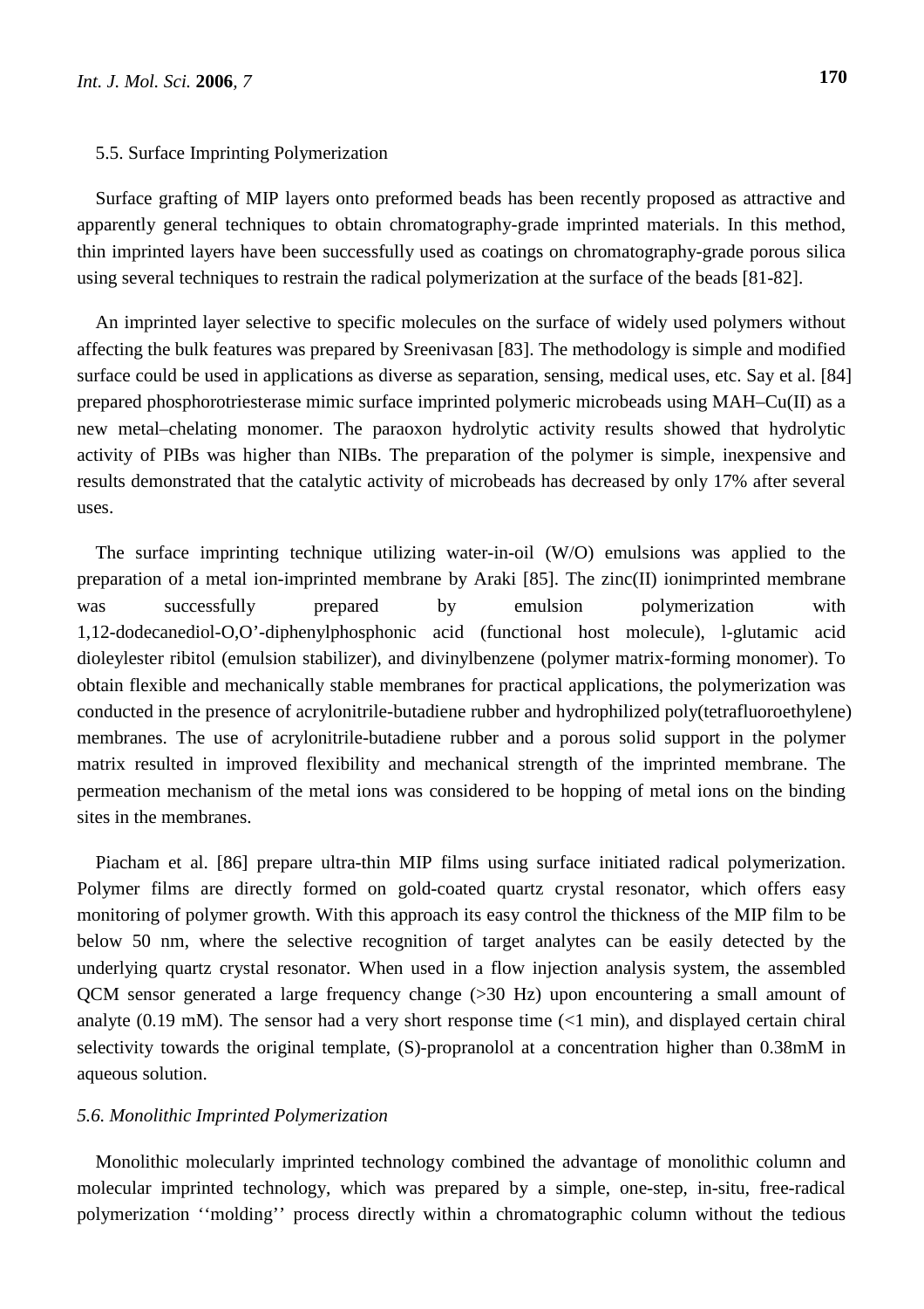### 5.5. Surface Imprinting Polymerization

Surface grafting of MIP layers onto preformed beads has been recently proposed as attractive and apparently general techniques to obtain chromatography-grade imprinted materials. In this method, thin imprinted layers have been successfully used as coatings on chromatography-grade porous silica using several techniques to restrain the radical polymerization at the surface of the beads [81-82].

An imprinted layer selective to specific molecules on the surface of widely used polymers without affecting the bulk features was prepared by Sreenivasan [83]. The methodology is simple and modified surface could be used in applications as diverse as separation, sensing, medical uses, etc. Say et al. [84] prepared phosphorotriesterase mimic surface imprinted polymeric microbeads using MAH–Cu(II) as a new metal–chelating monomer. The paraoxon hydrolytic activity results showed that hydrolytic activity of PIBs was higher than NIBs. The preparation of the polymer is simple, inexpensive and results demonstrated that the catalytic activity of microbeads has decreased by only 17% after several uses.

The surface imprinting technique utilizing water-in-oil (W/O) emulsions was applied to the preparation of a metal ion-imprinted membrane by Araki [85]. The zinc(II) ionimprinted membrane was successfully prepared by emulsion polymerization with 1,12-dodecanediol-O,O'-diphenylphosphonic acid (functional host molecule), l-glutamic acid dioleylester ribitol (emulsion stabilizer), and divinylbenzene (polymer matrix-forming monomer). To obtain flexible and mechanically stable membranes for practical applications, the polymerization was conducted in the presence of acrylonitrile-butadiene rubber and hydrophilized poly(tetrafluoroethylene) membranes. The use of acrylonitrile-butadiene rubber and a porous solid support in the polymer matrix resulted in improved flexibility and mechanical strength of the imprinted membrane. The permeation mechanism of the metal ions was considered to be hopping of metal ions on the binding sites in the membranes.

Piacham et al. [86] prepare ultra-thin MIP films using surface initiated radical polymerization. Polymer films are directly formed on gold-coated quartz crystal resonator, which offers easy monitoring of polymer growth. With this approach its easy control the thickness of the MIP film to be below 50 nm, where the selective recognition of target analytes can be easily detected by the underlying quartz crystal resonator. When used in a flow injection analysis system, the assembled QCM sensor generated a large frequency change (>30 Hz) upon encountering a small amount of analyte (0.19 mM). The sensor had a very short response time (<1 min), and displayed certain chiral selectivity towards the original template, (S)-propranolol at a concentration higher than 0.38mM in aqueous solution.

### *5.6. Monolithic Imprinted Polymerization*

Monolithic molecularly imprinted technology combined the advantage of monolithic column and molecular imprinted technology, which was prepared by a simple, one-step, in-situ, free-radical polymerization ''molding'' process directly within a chromatographic column without the tedious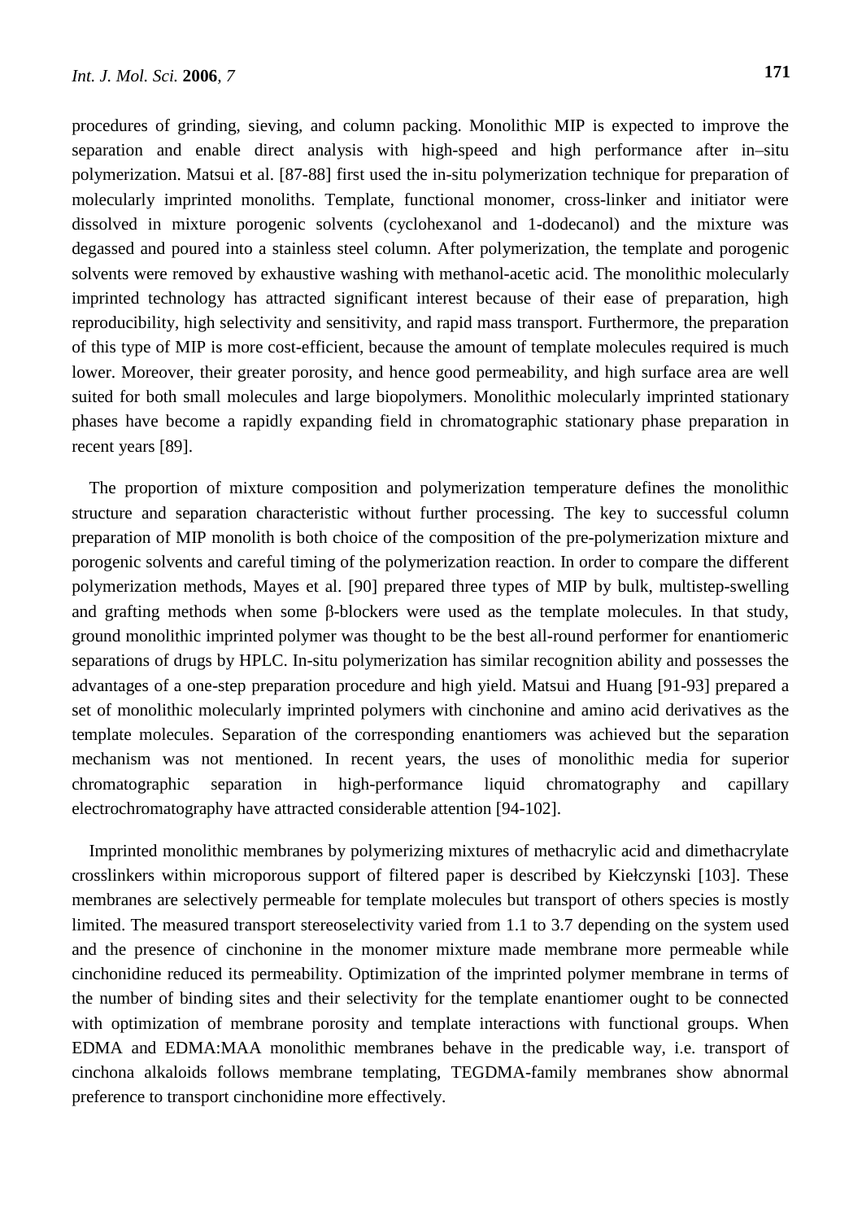procedures of grinding, sieving, and column packing. Monolithic MIP is expected to improve the separation and enable direct analysis with high-speed and high performance after in–situ polymerization. Matsui et al. [87-88] first used the in-situ polymerization technique for preparation of molecularly imprinted monoliths. Template, functional monomer, cross-linker and initiator were dissolved in mixture porogenic solvents (cyclohexanol and 1-dodecanol) and the mixture was degassed and poured into a stainless steel column. After polymerization, the template and porogenic solvents were removed by exhaustive washing with methanol-acetic acid. The monolithic molecularly imprinted technology has attracted significant interest because of their ease of preparation, high reproducibility, high selectivity and sensitivity, and rapid mass transport. Furthermore, the preparation of this type of MIP is more cost-efficient, because the amount of template molecules required is much lower. Moreover, their greater porosity, and hence good permeability, and high surface area are well suited for both small molecules and large biopolymers. Monolithic molecularly imprinted stationary phases have become a rapidly expanding field in chromatographic stationary phase preparation in recent years [89].

The proportion of mixture composition and polymerization temperature defines the monolithic structure and separation characteristic without further processing. The key to successful column preparation of MIP monolith is both choice of the composition of the pre-polymerization mixture and porogenic solvents and careful timing of the polymerization reaction. In order to compare the different polymerization methods, Mayes et al. [90] prepared three types of MIP by bulk, multistep-swelling and grafting methods when some β-blockers were used as the template molecules. In that study, ground monolithic imprinted polymer was thought to be the best all-round performer for enantiomeric separations of drugs by HPLC. In-situ polymerization has similar recognition ability and possesses the advantages of a one-step preparation procedure and high yield. Matsui and Huang [91-93] prepared a set of monolithic molecularly imprinted polymers with cinchonine and amino acid derivatives as the template molecules. Separation of the corresponding enantiomers was achieved but the separation mechanism was not mentioned. In recent years, the uses of monolithic media for superior chromatographic separation in high-performance liquid chromatography and capillary electrochromatography have attracted considerable attention [94-102].

Imprinted monolithic membranes by polymerizing mixtures of methacrylic acid and dimethacrylate crosslinkers within microporous support of filtered paper is described by Kiełczynski [103]. These membranes are selectively permeable for template molecules but transport of others species is mostly limited. The measured transport stereoselectivity varied from 1.1 to 3.7 depending on the system used and the presence of cinchonine in the monomer mixture made membrane more permeable while cinchonidine reduced its permeability. Optimization of the imprinted polymer membrane in terms of the number of binding sites and their selectivity for the template enantiomer ought to be connected with optimization of membrane porosity and template interactions with functional groups. When EDMA and EDMA:MAA monolithic membranes behave in the predicable way, i.e. transport of cinchona alkaloids follows membrane templating, TEGDMA-family membranes show abnormal preference to transport cinchonidine more effectively.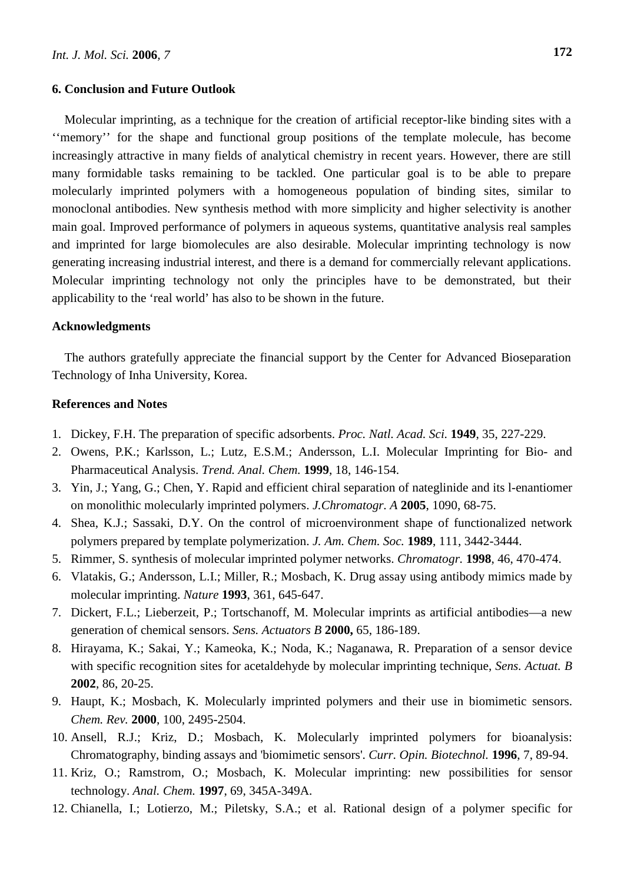## 6. Conclusion and Future Outlook

Molecular imprinting, as a technique for the creation of artificial receptor-like binding sites with a ''memory'' for the shape and functional group positions of the template molecule, has become increasingly attractive in many fields of analytical chemistry in recent years. However, there are still many formidable tasks remaining to be tackled. One particular goal is to be able to prepare molecularly imprinted polymers with a homogeneous population of binding sites, similar to monoclonal antibodies. New synthesis method with more simplicity and higher selectivity is another main goal. Improved performance of polymers in aqueous systems, quantitative analysis real samples and imprinted for large biomolecules are also desirable. Molecular imprinting technology is now generating increasing industrial interest, and there is a demand for commercially relevant applications. Molecular imprinting technology not only the principles have to be demonstrated, but their applicability to the 'real world' has also to be shown in the future.

## Acknowledgments

The authors gratefully appreciate the financial support by the Center for Advanced Bioseparation Technology of Inha University, Korea.

## References and Notes

1. Dickey, F.H. The preparation of specific adsorbents. *Proc. Natl. Acad. Sci.* **1949**, 35, 227-229.
2. Owens, P.K.; Karlsson, L.; Lutz, E.S.M.; Andersson, L.I. Molecular Imprinting for Bio- and Pharmaceutical Analysis. *Trend. Anal. Chem.* **1999**, 18, 146-154.
3. Yin, J.; Yang, G.; Chen, Y. Rapid and efficient chiral separation of nateglinide and its l-enantiomer on monolithic molecularly imprinted polymers. *J.Chromatogr. A* **2005**, 1090, 68-75.
4. Shea, K.J.; Sassaki, D.Y. On the control of microenvironment shape of functionalized network polymers prepared by template polymerization. *J. Am. Chem. Soc.* **1989**, 111, 3442-3444.
5. Rimmer, S. synthesis of molecular imprinted polymer networks. *Chromatogr.* **1998**, 46, 470-474.
6. Vlatakis, G.; Andersson, L.I.; Miller, R.; Mosbach, K. Drug assay using antibody mimics made by molecular imprinting. *Nature* **1993**, 361, 645-647.
7. Dickert, F.L.; Lieberzeit, P.; Tortschanoff, M. Molecular imprints as artificial antibodies—a new generation of chemical sensors. *Sens. Actuators B* **2000,** 65, 186-189.
8. Hirayama, K.; Sakai, Y.; Kameoka, K.; Noda, K.; Naganawa, R. Preparation of a sensor device with specific recognition sites for acetaldehyde by molecular imprinting technique, *Sens. Actuat. B* **2002**, 86, 20-25.
9. Haupt, K.; Mosbach, K. Molecularly imprinted polymers and their use in biomimetic sensors. *Chem. Rev.* **2000**, 100, 2495-2504.
10. Ansell, R.J.; Kriz, D.; Mosbach, K. Molecularly imprinted polymers for bioanalysis: Chromatography, binding assays and 'biomimetic sensors'. *Curr. Opin. Biotechnol.* **1996**, 7, 89-94.
11. Kriz, O.; Ramstrom, O.; Mosbach, K. Molecular imprinting: new possibilities for sensor technology. *Anal. Chem.* **1997**, 69, 345A-349A.
12. Chianella, I.; Lotierzo, M.; Piletsky, S.A.; et al. Rational design of a polymer specific for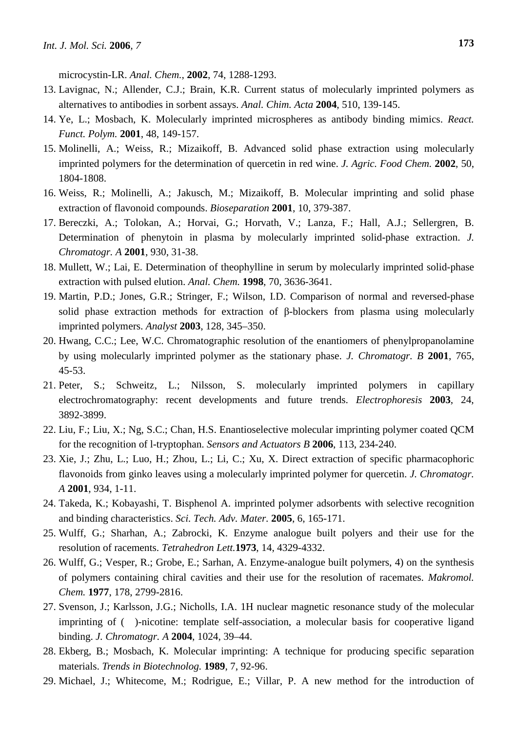microcystin-LR. *Anal. Chem.*, **2002**, 74, 1288-1293.

13. Lavignac, N.; Allender, C.J.; Brain, K.R. Current status of molecularly imprinted polymers as alternatives to antibodies in sorbent assays. *Anal. Chim. Acta* **2004**, 510, 139-145.
14. Ye, L.; Mosbach, K. Molecularly imprinted microspheres as antibody binding mimics. *React. Funct. Polym.* **2001**, 48, 149-157.
15. Molinelli, A.; Weiss, R.; Mizaikoff, B. Advanced solid phase extraction using molecularly imprinted polymers for the determination of quercetin in red wine. *J. Agric. Food Chem.* **2002**, 50, 1804-1808.
16. Weiss, R.; Molinelli, A.; Jakusch, M.; Mizaikoff, B. Molecular imprinting and solid phase extraction of flavonoid compounds. *Bioseparation* **2001**, 10, 379-387.
17. Bereczki, A.; Tolokan, A.; Horvai, G.; Horvath, V.; Lanza, F.; Hall, A.J.; Sellergren, B. Determination of phenytoin in plasma by molecularly imprinted solid-phase extraction. *J. Chromatogr. A* **2001**, 930, 31-38.
18. Mullett, W.; Lai, E. Determination of theophylline in serum by molecularly imprinted solid-phase extraction with pulsed elution. *Anal. Chem.* **1998**, 70, 3636-3641.
19. Martin, P.D.; Jones, G.R.; Stringer, F.; Wilson, I.D. Comparison of normal and reversed-phase solid phase extraction methods for extraction of β-blockers from plasma using molecularly imprinted polymers. *Analyst* **2003**, 128, 345–350.
20. Hwang, C.C.; Lee, W.C. Chromatographic resolution of the enantiomers of phenylpropanolamine by using molecularly imprinted polymer as the stationary phase. *J. Chromatogr. B* **2001**, 765, 45-53.
21. Peter, S.; Schweitz, L.; Nilsson, S. molecularly imprinted polymers in capillary electrochromatography: recent developments and future trends. *Electrophoresis* **2003**, 24, 3892-3899.
22. Liu, F.; Liu, X.; Ng, S.C.; Chan, H.S. Enantioselective molecular imprinting polymer coated QCM for the recognition of l-tryptophan. *Sensors and Actuators B* **2006**, 113, 234-240.
23. Xie, J.; Zhu, L.; Luo, H.; Zhou, L.; Li, C.; Xu, X. Direct extraction of specific pharmacophoric flavonoids from ginko leaves using a molecularly imprinted polymer for quercetin. *J. Chromatogr. A* **2001**, 934, 1-11.
24. Takeda, K.; Kobayashi, T. Bisphenol A. imprinted polymer adsorbents with selective recognition and binding characteristics. *Sci. Tech. Adv. Mater.* **2005**, 6, 165-171.
25. Wulff, G.; Sharhan, A.; Zabrocki, K. Enzyme analogue built polyers and their use for the resolution of racements. *Tetrahedron Lett.***1973**, 14, 4329-4332.
26. Wulff, G.; Vesper, R.; Grobe, E.; Sarhan, A. Enzyme-analogue built polymers, 4) on the synthesis of polymers containing chiral cavities and their use for the resolution of racemates. *Makromol. Chem.* **1977**, 178, 2799-2816.
27. Svenson, J.; Karlsson, J.G.; Nicholls, I.A. 1H nuclear magnetic resonance study of the molecular imprinting of (  )-nicotine: template self-association, a molecular basis for cooperative ligand binding. *J. Chromatogr. A* **2004**, 1024, 39–44.
28. Ekberg, B.; Mosbach, K. Molecular imprinting: A technique for producing specific separation materials. *Trends in Biotechnolog.* **1989**, 7, 92-96.
29. Michael, J.; Whitecome, M.; Rodrigue, E.; Villar, P. A new method for the introduction of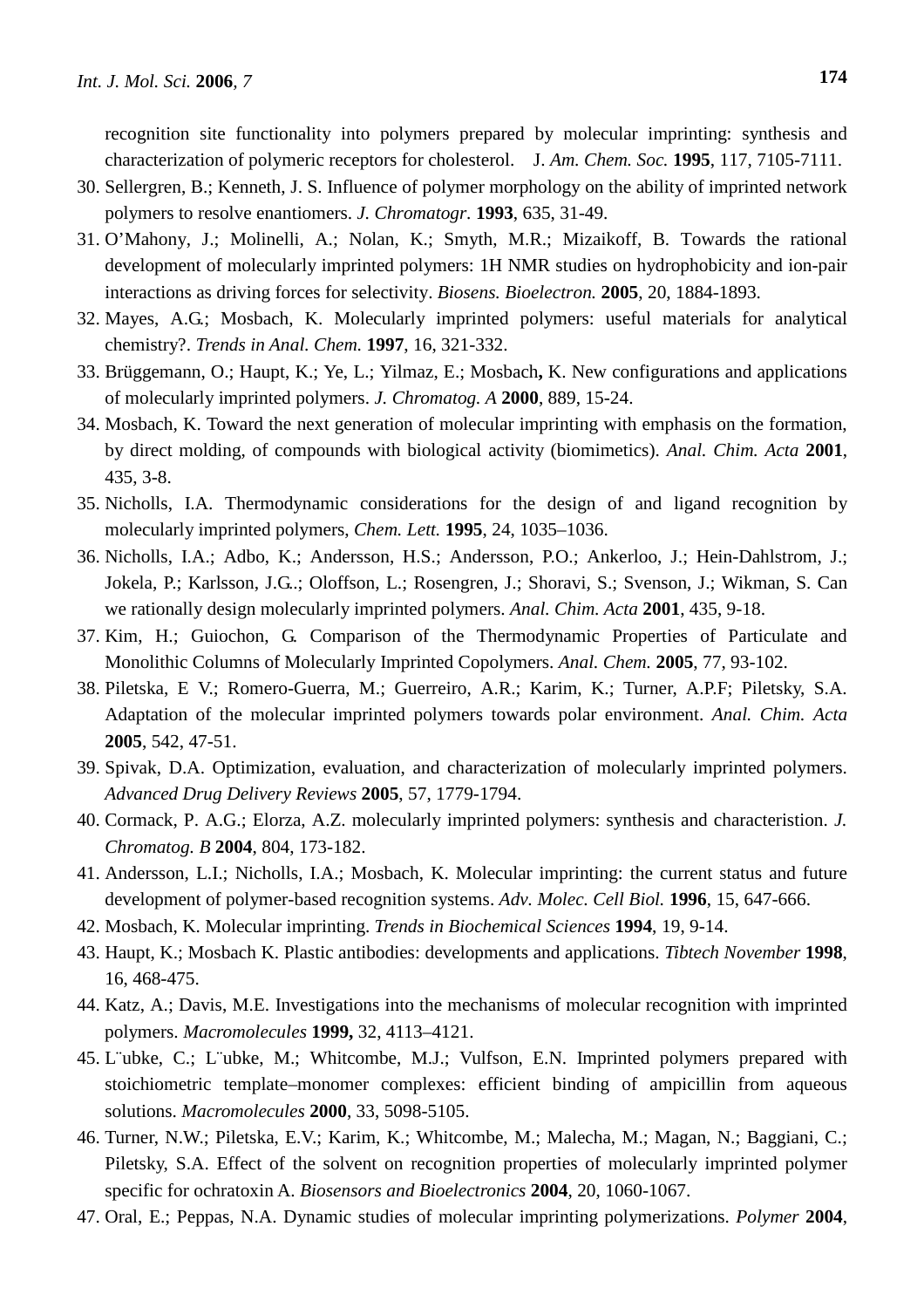recognition site functionality into polymers prepared by molecular imprinting: synthesis and characterization of polymeric receptors for cholesterol. J. *Am. Chem. Soc.* **1995**, 117, 7105-7111.

30. Sellergren, B.; Kenneth, J. S. Influence of polymer morphology on the ability of imprinted network polymers to resolve enantiomers. *J. Chromatogr.* **1993**, 635, 31-49.
31. O'Mahony, J.; Molinelli, A.; Nolan, K.; Smyth, M.R.; Mizaikoff, B. Towards the rational development of molecularly imprinted polymers: 1H NMR studies on hydrophobicity and ion-pair interactions as driving forces for selectivity. *Biosens. Bioelectron.* **2005**, 20, 1884-1893.
32. Mayes, A.G.; Mosbach, K. Molecularly imprinted polymers: useful materials for analytical chemistry?. *Trends in Anal. Chem.* **1997**, 16, 321-332.
33. Brüggemann, O.; Haupt, K.; Ye, L.; Yilmaz, E.; Mosbach**,** K. New configurations and applications of molecularly imprinted polymers. *J. Chromatog. A* **2000**, 889, 15-24.
34. Mosbach, K. Toward the next generation of molecular imprinting with emphasis on the formation, by direct molding, of compounds with biological activity (biomimetics). *Anal. Chim. Acta* **2001**, 435, 3-8.
35. Nicholls, I.A. Thermodynamic considerations for the design of and ligand recognition by molecularly imprinted polymers, *Chem. Lett.* **1995**, 24, 1035–1036.
36. Nicholls, I.A.; Adbo, K.; Andersson, H.S.; Andersson, P.O.; Ankerloo, J.; Hein-Dahlstrom, J.; Jokela, P.; Karlsson, J.G..; Oloffson, L.; Rosengren, J.; Shoravi, S.; Svenson, J.; Wikman, S. Can we rationally design molecularly imprinted polymers. *Anal. Chim. Acta* **2001**, 435, 9-18.
37. Kim, H.; Guiochon, G. Comparison of the Thermodynamic Properties of Particulate and Monolithic Columns of Molecularly Imprinted Copolymers. *Anal. Chem.* **2005**, 77, 93-102.
38. Piletska, E V.; Romero-Guerra, M.; Guerreiro, A.R.; Karim, K.; Turner, A.P.F; Piletsky, S.A. Adaptation of the molecular imprinted polymers towards polar environment. *Anal. Chim. Acta* **2005**, 542, 47-51.
39. Spivak, D.A. Optimization, evaluation, and characterization of molecularly imprinted polymers. *Advanced Drug Delivery Reviews* **2005**, 57, 1779-1794.
40. Cormack, P. A.G.; Elorza, A.Z. molecularly imprinted polymers: synthesis and characteristion. *J. Chromatog. B* **2004**, 804, 173-182.
41. Andersson, L.I.; Nicholls, I.A.; Mosbach, K. Molecular imprinting: the current status and future development of polymer-based recognition systems. *Adv. Molec. Cell Biol.* **1996**, 15, 647-666.
42. Mosbach, K. Molecular imprinting. *Trends in Biochemical Sciences* **1994**, 19, 9-14.
43. Haupt, K.; Mosbach K. Plastic antibodies: developments and applications. *Tibtech November* **1998**, 16, 468-475.
44. Katz, A.; Davis, M.E. Investigations into the mechanisms of molecular recognition with imprinted polymers. *Macromolecules* **1999,** 32, 4113–4121.
45. L¨ubke, C.; L¨ubke, M.; Whitcombe, M.J.; Vulfson, E.N. Imprinted polymers prepared with stoichiometric template–monomer complexes: efficient binding of ampicillin from aqueous solutions. *Macromolecules* **2000**, 33, 5098-5105.
46. Turner, N.W.; Piletska, E.V.; Karim, K.; Whitcombe, M.; Malecha, M.; Magan, N.; Baggiani, C.; Piletsky, S.A. Effect of the solvent on recognition properties of molecularly imprinted polymer specific for ochratoxin A. *Biosensors and Bioelectronics* **2004**, 20, 1060-1067.
47. Oral, E.; Peppas, N.A. Dynamic studies of molecular imprinting polymerizations. *Polymer* **2004**,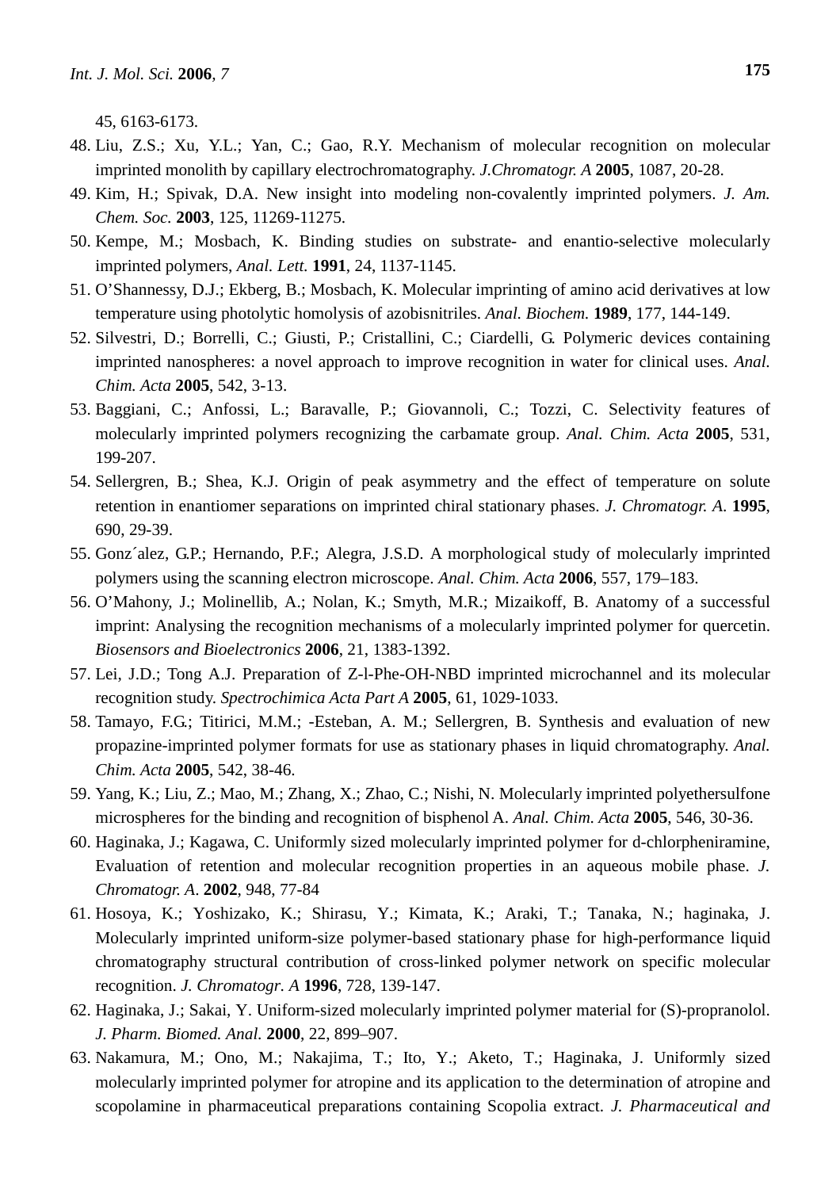45, 6163-6173.

48. Liu, Z.S.; Xu, Y.L.; Yan, C.; Gao, R.Y. Mechanism of molecular recognition on molecular imprinted monolith by capillary electrochromatography. *J.Chromatogr. A* **2005**, 1087, 20-28.
49. Kim, H.; Spivak, D.A. New insight into modeling non-covalently imprinted polymers. *J. Am. Chem. Soc.* **2003**, 125, 11269-11275.
50. Kempe, M.; Mosbach, K. Binding studies on substrate- and enantio-selective molecularly imprinted polymers, *Anal. Lett.* **1991**, 24, 1137-1145.
51. O'Shannessy, D.J.; Ekberg, B.; Mosbach, K. Molecular imprinting of amino acid derivatives at low temperature using photolytic homolysis of azobisnitriles. *Anal. Biochem.* **1989**, 177, 144-149.
52. Silvestri, D.; Borrelli, C.; Giusti, P.; Cristallini, C.; Ciardelli, G. Polymeric devices containing imprinted nanospheres: a novel approach to improve recognition in water for clinical uses. *Anal. Chim. Acta* **2005**, 542, 3-13.
53. Baggiani, C.; Anfossi, L.; Baravalle, P.; Giovannoli, C.; Tozzi, C. Selectivity features of molecularly imprinted polymers recognizing the carbamate group. *Anal. Chim. Acta* **2005**, 531, 199-207.
54. Sellergren, B.; Shea, K.J. Origin of peak asymmetry and the effect of temperature on solute retention in enantiomer separations on imprinted chiral stationary phases. *J. Chromatogr. A*. **1995**, 690, 29-39.
55. Gonz´alez, G.P.; Hernando, P.F.; Alegra, J.S.D. A morphological study of molecularly imprinted polymers using the scanning electron microscope. *Anal. Chim. Acta* **2006**, 557, 179–183.
56. O'Mahony, J.; Molinellib, A.; Nolan, K.; Smyth, M.R.; Mizaikoff, B. Anatomy of a successful imprint: Analysing the recognition mechanisms of a molecularly imprinted polymer for quercetin. *Biosensors and Bioelectronics* **2006**, 21, 1383-1392.
57. Lei, J.D.; Tong A.J. Preparation of Z-l-Phe-OH-NBD imprinted microchannel and its molecular recognition study. *Spectrochimica Acta Part A* **2005**, 61, 1029-1033.
58. Tamayo, F.G.; Titirici, M.M.; -Esteban, A. M.; Sellergren, B. Synthesis and evaluation of new propazine-imprinted polymer formats for use as stationary phases in liquid chromatography. *Anal. Chim. Acta* **2005**, 542, 38-46.
59. Yang, K.; Liu, Z.; Mao, M.; Zhang, X.; Zhao, C.; Nishi, N. Molecularly imprinted polyethersulfone microspheres for the binding and recognition of bisphenol A. *Anal. Chim. Acta* **2005**, 546, 30-36.
60. Haginaka, J.; Kagawa, C. Uniformly sized molecularly imprinted polymer for d-chlorpheniramine, Evaluation of retention and molecular recognition properties in an aqueous mobile phase. *J. Chromatogr. A*. **2002**, 948, 77-84
61. Hosoya, K.; Yoshizako, K.; Shirasu, Y.; Kimata, K.; Araki, T.; Tanaka, N.; haginaka, J. Molecularly imprinted uniform-size polymer-based stationary phase for high-performance liquid chromatography structural contribution of cross-linked polymer network on specific molecular recognition. *J. Chromatogr. A* **1996**, 728, 139-147.
62. Haginaka, J.; Sakai, Y. Uniform-sized molecularly imprinted polymer material for (S)-propranolol. *J. Pharm. Biomed. Anal.* **2000**, 22, 899–907.
63. Nakamura, M.; Ono, M.; Nakajima, T.; Ito, Y.; Aketo, T.; Haginaka, J. Uniformly sized molecularly imprinted polymer for atropine and its application to the determination of atropine and scopolamine in pharmaceutical preparations containing Scopolia extract. *J. Pharmaceutical and*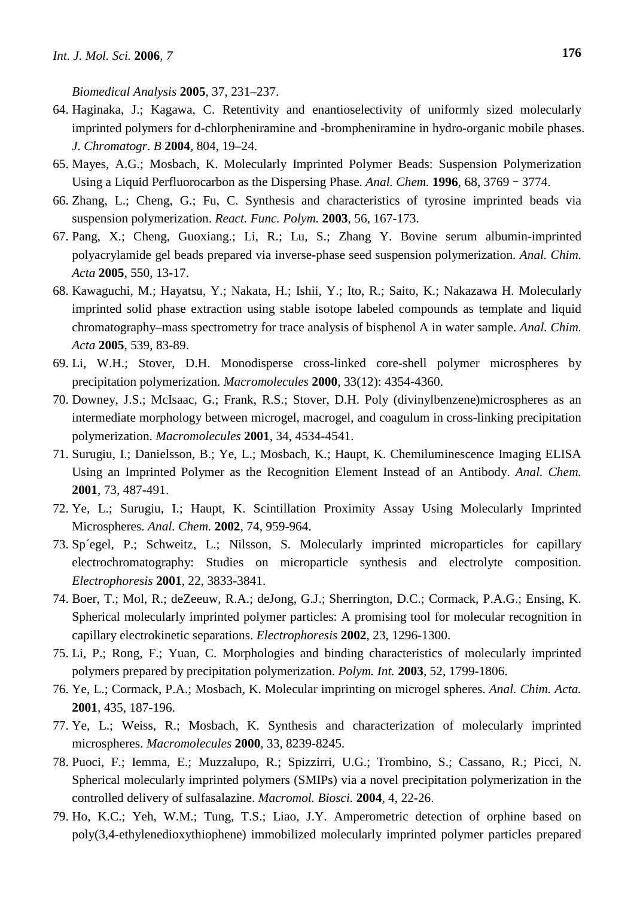*Biomedical Analysis* **2005**, 37, 231–237.

64. Haginaka, J.; Kagawa, C. Retentivity and enantioselectivity of uniformly sized molecularly imprinted polymers for d-chlorpheniramine and -brompheniramine in hydro-organic mobile phases. *J. Chromatogr. B* **2004**, 804, 19–24.
65. Mayes, A.G.; Mosbach, K. Molecularly Imprinted Polymer Beads: Suspension Polymerization Using a Liquid Perfluorocarbon as the Dispersing Phase. *Anal. Chem.* **1996**, 68, 3769 - 3774.
66. Zhang, L.; Cheng, G.; Fu, C. Synthesis and characteristics of tyrosine imprinted beads via suspension polymerization. *React. Func. Polym.* **2003**, 56, 167-173.
67. Pang, X.; Cheng, Guoxiang.; Li, R.; Lu, S.; Zhang Y. Bovine serum albumin-imprinted polyacrylamide gel beads prepared via inverse-phase seed suspension polymerization. *Anal. Chim. Acta* **2005**, 550, 13-17.
68. Kawaguchi, M.; Hayatsu, Y.; Nakata, H.; Ishii, Y.; Ito, R.; Saito, K.; Nakazawa H. Molecularly imprinted solid phase extraction using stable isotope labeled compounds as template and liquid chromatography–mass spectrometry for trace analysis of bisphenol A in water sample. *Anal. Chim. Acta* **2005**, 539, 83-89.
69. Li, W.H.; Stover, D.H. Monodisperse cross-linked core-shell polymer microspheres by precipitation polymerization. *Macromolecules* **2000**, 33(12): 4354-4360.
70. Downey, J.S.; McIsaac, G.; Frank, R.S.; Stover, D.H. Poly (divinylbenzene)microspheres as an intermediate morphology between microgel, macrogel, and coagulum in cross-linking precipitation polymerization. *Macromolecules* **2001**, 34, 4534-4541.
71. Surugiu, I.; Danielsson, B.; Ye, L.; Mosbach, K.; Haupt, K. Chemiluminescence Imaging ELISA Using an Imprinted Polymer as the Recognition Element Instead of an Antibody. *Anal. Chem.* **2001**, 73, 487-491.
72. Ye, L.; Surugiu, I.; Haupt, K. Scintillation Proximity Assay Using Molecularly Imprinted Microspheres. *Anal. Chem.* **2002**, 74, 959-964.
73. Sp´egel, P.; Schweitz, L.; Nilsson, S. Molecularly imprinted microparticles for capillary electrochromatography: Studies on microparticle synthesis and electrolyte composition. *Electrophoresis* **2001**, 22, 3833-3841.
74. Boer, T.; Mol, R.; deZeeuw, R.A.; deJong, G.J.; Sherrington, D.C.; Cormack, P.A.G.; Ensing, K. Spherical molecularly imprinted polymer particles: A promising tool for molecular recognition in capillary electrokinetic separations. *Electrophoresis* **2002**, 23, 1296-1300.
75. Li, P.; Rong, F.; Yuan, C. Morphologies and binding characteristics of molecularly imprinted polymers prepared by precipitation polymerization. *Polym. Int.* **2003**, 52, 1799-1806.
76. Ye, L.; Cormack, P.A.; Mosbach, K. Molecular imprinting on microgel spheres. *Anal. Chim. Acta.* **2001**, 435, 187-196.
77. Ye, L.; Weiss, R.; Mosbach, K. Synthesis and characterization of molecularly imprinted microspheres. *Macromolecules* **2000**, 33, 8239-8245.
78. Puoci, F.; Iemma, E.; Muzzalupo, R.; Spizzirri, U.G.; Trombino, S.; Cassano, R.; Picci, N. Spherical molecularly imprinted polymers (SMIPs) via a novel precipitation polymerization in the controlled delivery of sulfasalazine. *Macromol. Biosci.* **2004**, 4, 22-26.
79. Ho, K.C.; Yeh, W.M.; Tung, T.S.; Liao, J.Y. Amperometric detection of orphine based on poly(3,4-ethylenedioxythiophene) immobilized molecularly imprinted polymer particles prepared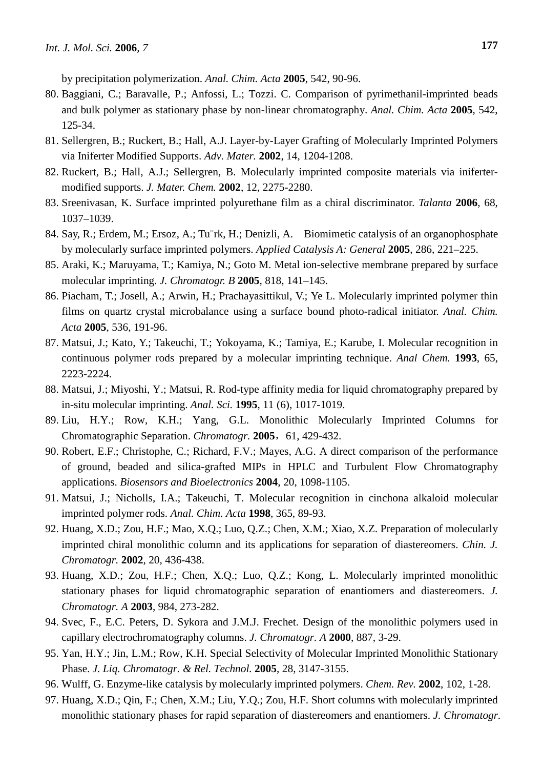by precipitation polymerization. *Anal. Chim. Acta* **2005**, 542, 90-96.

80. Baggiani, C.; Baravalle, P.; Anfossi, L.; Tozzi. C. Comparison of pyrimethanil-imprinted beads and bulk polymer as stationary phase by non-linear chromatography. *Anal. Chim. Acta* **2005**, 542, 125-34.
81. Sellergren, B.; Ruckert, B.; Hall, A.J. Layer-by-Layer Grafting of Molecularly Imprinted Polymers via Iniferter Modified Supports. *Adv. Mater.* **2002**, 14, 1204-1208.
82. Ruckert, B.; Hall, A.J.; Sellergren, B. Molecularly imprinted composite materials via iniferter-modified supports. *J. Mater. Chem.* **2002**, 12, 2275-2280.
83. Sreenivasan, K. Surface imprinted polyurethane film as a chiral discriminator. *Talanta* **2006**, 68, 1037–1039.
84. Say, R.; Erdem, M.; Ersoz, A.; Tu¨rk, H.; Denizli, A. Biomimetic catalysis of an organophosphate by molecularly surface imprinted polymers. *Applied Catalysis A: General* **2005**, 286, 221–225.
85. Araki, K.; Maruyama, T.; Kamiya, N.; Goto M. Metal ion-selective membrane prepared by surface molecular imprinting. *J. Chromatogr. B* **2005**, 818, 141–145.
86. Piacham, T.; Josell, A.; Arwin, H.; Prachayasittikul, V.; Ye L. Molecularly imprinted polymer thin films on quartz crystal microbalance using a surface bound photo-radical initiator. *Anal. Chim. Acta* **2005**, 536, 191-96.
87. Matsui, J.; Kato, Y.; Takeuchi, T.; Yokoyama, K.; Tamiya, E.; Karube, I. Molecular recognition in continuous polymer rods prepared by a molecular imprinting technique. *Anal Chem.* **1993**, 65, 2223-2224.
88. Matsui, J.; Miyoshi, Y.; Matsui, R. Rod-type affinity media for liquid chromatography prepared by in-situ molecular imprinting. *Anal. Sci.* **1995**, 11 (6), 1017-1019.
89. Liu, H.Y.; Row, K.H.; Yang, G.L. Monolithic Molecularly Imprinted Columns for Chromatographic Separation. *Chromatogr.* **2005**，61, 429-432.
90. Robert, E.F.; Christophe, C.; Richard, F.V.; Mayes, A.G. A direct comparison of the performance of ground, beaded and silica-grafted MIPs in HPLC and Turbulent Flow Chromatography applications. *Biosensors and Bioelectronics* **2004**, 20, 1098-1105.
91. Matsui, J.; Nicholls, I.A.; Takeuchi, T. Molecular recognition in cinchona alkaloid molecular imprinted polymer rods. *Anal. Chim. Acta* **1998**, 365, 89-93.
92. Huang, X.D.; Zou, H.F.; Mao, X.Q.; Luo, Q.Z.; Chen, X.M.; Xiao, X.Z. Preparation of molecularly imprinted chiral monolithic column and its applications for separation of diastereomers. *Chin. J. Chromatogr.* **2002**, 20, 436-438.
93. Huang, X.D.; Zou, H.F.; Chen, X.Q.; Luo, Q.Z.; Kong, L. Molecularly imprinted monolithic stationary phases for liquid chromatographic separation of enantiomers and diastereomers. *J. Chromatogr. A* **2003**, 984, 273-282.
94. Svec, F., E.C. Peters, D. Sykora and J.M.J. Frechet. Design of the monolithic polymers used in capillary electrochromatography columns. *J. Chromatogr. A* **2000**, 887, 3-29.
95. Yan, H.Y.; Jin, L.M.; Row, K.H. Special Selectivity of Molecular Imprinted Monolithic Stationary Phase. *J. Liq. Chromatogr. & Rel. Technol.* **2005**, 28, 3147-3155.
96. Wulff, G. Enzyme-like catalysis by molecularly imprinted polymers. *Chem. Rev.* **2002**, 102, 1-28.
97. Huang, X.D.; Qin, F.; Chen, X.M.; Liu, Y.Q.; Zou, H.F. Short columns with molecularly imprinted monolithic stationary phases for rapid separation of diastereomers and enantiomers. *J. Chromatogr.*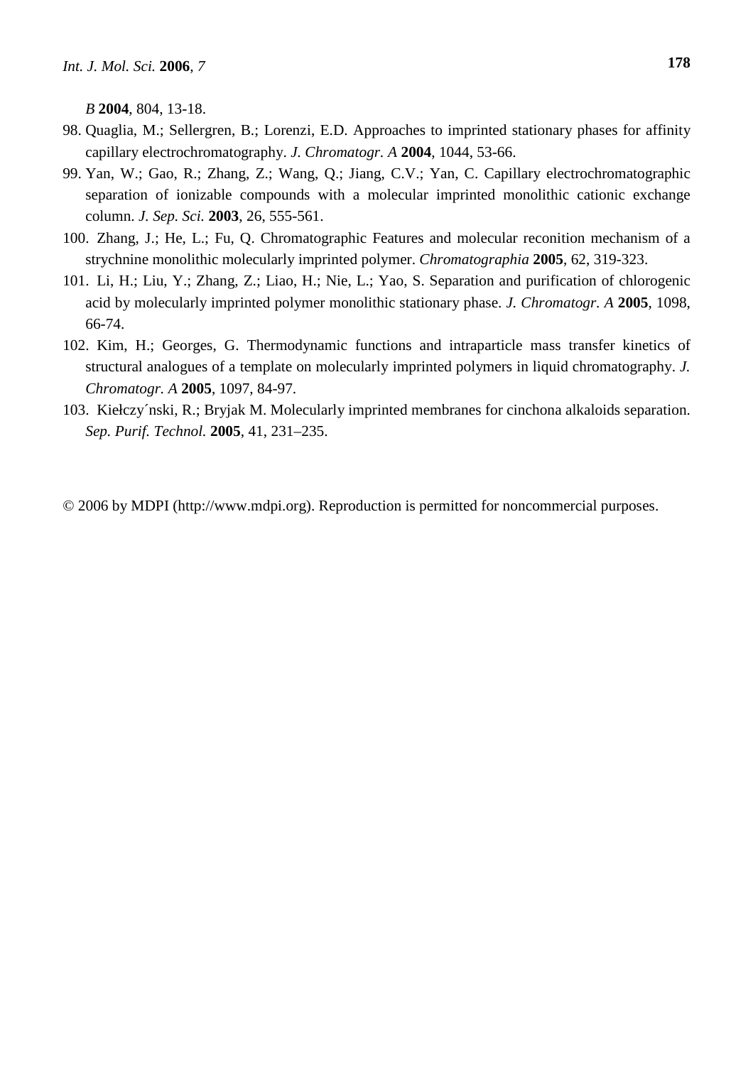*B* **2004**, 804, 13-18.

98. Quaglia, M.; Sellergren, B.; Lorenzi, E.D. Approaches to imprinted stationary phases for affinity capillary electrochromatography. *J. Chromatogr. A* **2004**, 1044, 53-66.
99. Yan, W.; Gao, R.; Zhang, Z.; Wang, Q.; Jiang, C.V.; Yan, C. Capillary electrochromatographic separation of ionizable compounds with a molecular imprinted monolithic cationic exchange column. *J. Sep. Sci.* **2003**, 26, 555-561.
100. Zhang, J.; He, L.; Fu, Q. Chromatographic Features and molecular reconition mechanism of a strychnine monolithic molecularly imprinted polymer. *Chromatographia* **2005**, 62, 319-323.
101. Li, H.; Liu, Y.; Zhang, Z.; Liao, H.; Nie, L.; Yao, S. Separation and purification of chlorogenic acid by molecularly imprinted polymer monolithic stationary phase. *J. Chromatogr. A* **2005**, 1098, 66-74.
102. Kim, H.; Georges, G. Thermodynamic functions and intraparticle mass transfer kinetics of structural analogues of a template on molecularly imprinted polymers in liquid chromatography. *J. Chromatogr. A* **2005**, 1097, 84-97.
103. Kiełczy´nski, R.; Bryjak M. Molecularly imprinted membranes for cinchona alkaloids separation. *Sep. Purif. Technol.* **2005**, 41, 231–235.

© 2006 by MDPI (http://www.mdpi.org). Reproduction is permitted for noncommercial purposes.